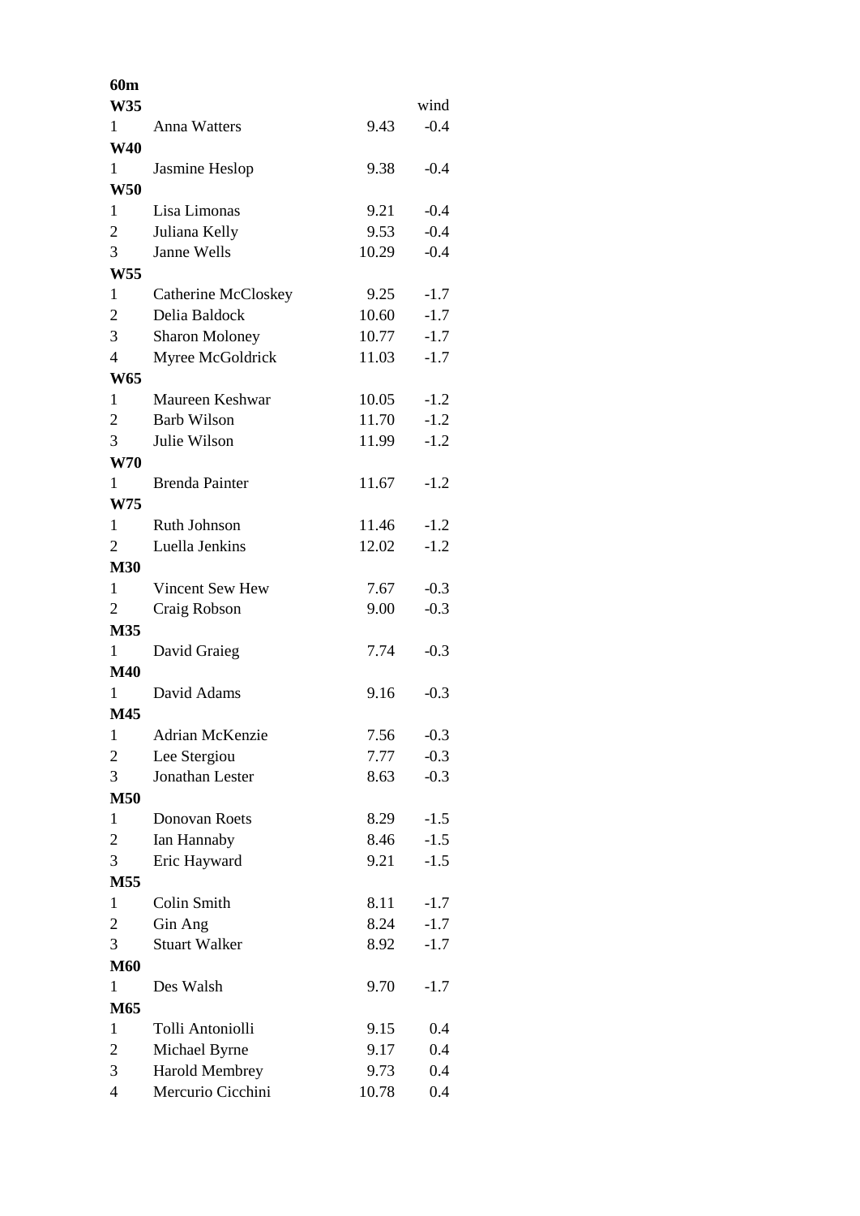**60m**

| | | | |
|---|---|---|---|
| **W35** | | | wind |
| 1 | Anna Watters | 9.43 | -0.4 |
| **W40** | | | |
| 1 | Jasmine Heslop | 9.38 | -0.4 |
| **W50** | | | |
| 1 | Lisa Limonas | 9.21 | -0.4 |
| 2 | Juliana Kelly | 9.53 | -0.4 |
| 3 | Janne Wells | 10.29 | -0.4 |
| **W55** | | | |
| 1 | Catherine McCloskey | 9.25 | -1.7 |
| 2 | Delia Baldock | 10.60 | -1.7 |
| 3 | Sharon Moloney | 10.77 | -1.7 |
| 4 | Myree McGoldrick | 11.03 | -1.7 |
| **W65** | | | |
| 1 | Maureen Keshwar | 10.05 | -1.2 |
| 2 | Barb Wilson | 11.70 | -1.2 |
| 3 | Julie Wilson | 11.99 | -1.2 |
| **W70** | | | |
| 1 | Brenda Painter | 11.67 | -1.2 |
| **W75** | | | |
| 1 | Ruth Johnson | 11.46 | -1.2 |
| 2 | Luella Jenkins | 12.02 | -1.2 |
| **M30** | | | |
| 1 | Vincent Sew Hew | 7.67 | -0.3 |
| 2 | Craig Robson | 9.00 | -0.3 |
| **M35** | | | |
| 1 | David Graieg | 7.74 | -0.3 |
| **M40** | | | |
| 1 | David Adams | 9.16 | -0.3 |
| **M45** | | | |
| 1 | Adrian McKenzie | 7.56 | -0.3 |
| 2 | Lee Stergiou | 7.77 | -0.3 |
| 3 | Jonathan Lester | 8.63 | -0.3 |
| **M50** | | | |
| 1 | Donovan Roets | 8.29 | -1.5 |
| 2 | Ian Hannaby | 8.46 | -1.5 |
| 3 | Eric Hayward | 9.21 | -1.5 |
| **M55** | | | |
| 1 | Colin Smith | 8.11 | -1.7 |
| 2 | Gin Ang | 8.24 | -1.7 |
| 3 | Stuart Walker | 8.92 | -1.7 |
| **M60** | | | |
| 1 | Des Walsh | 9.70 | -1.7 |
| **M65** | | | |
| 1 | Tolli Antoniolli | 9.15 | 0.4 |
| 2 | Michael Byrne | 9.17 | 0.4 |
| 3 | Harold Membrey | 9.73 | 0.4 |
| 4 | Mercurio Cicchini | 10.78 | 0.4 |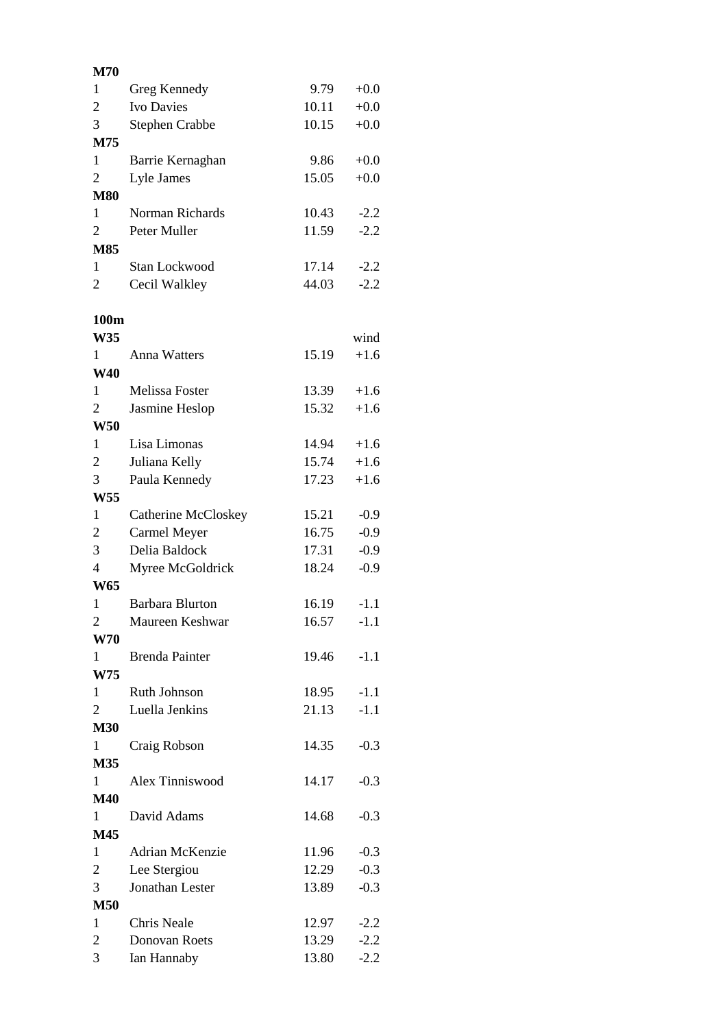**M70**

| | | | |
|---|---|---|---|
| 1 | Greg Kennedy | 9.79 | +0.0 |
| 2 | Ivo Davies | 10.11 | +0.0 |
| 3 | Stephen Crabbe | 10.15 | +0.0 |

**M75**

| | | | |
|---|---|---|---|
| 1 | Barrie Kernaghan | 9.86 | +0.0 |
| 2 | Lyle James | 15.05 | +0.0 |

**M80**

| | | | |
|---|---|---|---|
| 1 | Norman Richards | 10.43 | -2.2 |
| 2 | Peter Muller | 11.59 | -2.2 |

**M85**

| | | | |
|---|---|---|---|
| 1 | Stan Lockwood | 17.14 | -2.2 |
| 2 | Cecil Walkley | 44.03 | -2.2 |

**100m**

**W35**

| | | | wind |
|---|---|---|---|
| 1 | Anna Watters | 15.19 | +1.6 |

**W40**

| | | | |
|---|---|---|---|
| 1 | Melissa Foster | 13.39 | +1.6 |
| 2 | Jasmine Heslop | 15.32 | +1.6 |

**W50**

| | | | |
|---|---|---|---|
| 1 | Lisa Limonas | 14.94 | +1.6 |
| 2 | Juliana Kelly | 15.74 | +1.6 |
| 3 | Paula Kennedy | 17.23 | +1.6 |

**W55**

| | | | |
|---|---|---|---|
| 1 | Catherine McCloskey | 15.21 | -0.9 |
| 2 | Carmel Meyer | 16.75 | -0.9 |
| 3 | Delia Baldock | 17.31 | -0.9 |
| 4 | Myree McGoldrick | 18.24 | -0.9 |

**W65**

| | | | |
|---|---|---|---|
| 1 | Barbara Blurton | 16.19 | -1.1 |
| 2 | Maureen Keshwar | 16.57 | -1.1 |

**W70**

| | | | |
|---|---|---|---|
| 1 | Brenda Painter | 19.46 | -1.1 |

**W75**

| | | | |
|---|---|---|---|
| 1 | Ruth Johnson | 18.95 | -1.1 |
| 2 | Luella Jenkins | 21.13 | -1.1 |

**M30**

| | | | |
|---|---|---|---|
| 1 | Craig Robson | 14.35 | -0.3 |

**M35**

| | | | |
|---|---|---|---|
| 1 | Alex Tinniswood | 14.17 | -0.3 |

**M40**

| | | | |
|---|---|---|---|
| 1 | David Adams | 14.68 | -0.3 |

**M45**

| | | | |
|---|---|---|---|
| 1 | Adrian McKenzie | 11.96 | -0.3 |
| 2 | Lee Stergiou | 12.29 | -0.3 |
| 3 | Jonathan Lester | 13.89 | -0.3 |

**M50**

| | | | |
|---|---|---|---|
| 1 | Chris Neale | 12.97 | -2.2 |
| 2 | Donovan Roets | 13.29 | -2.2 |
| 3 | Ian Hannaby | 13.80 | -2.2 |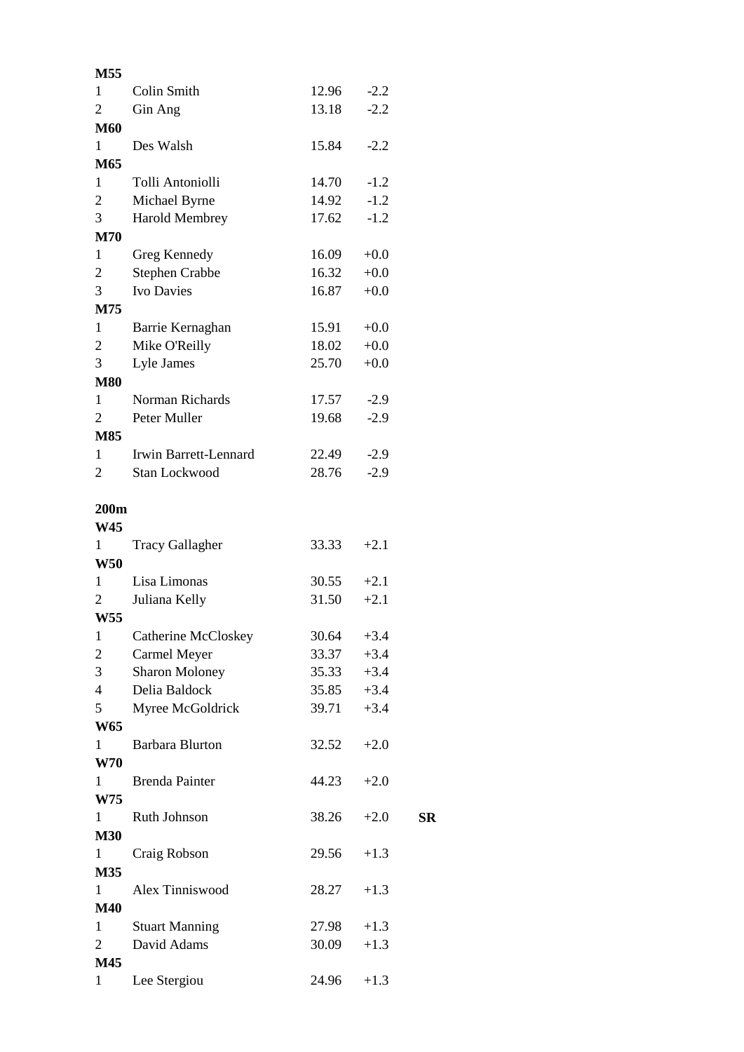**M55**

| | | | | |
|---|---|---|---|---|
| 1 | Colin Smith | 12.96 | -2.2 | |
| 2 | Gin Ang | 13.18 | -2.2 | |

**M60**

| | | | | |
|---|---|---|---|---|
| 1 | Des Walsh | 15.84 | -2.2 | |

**M65**

| | | | | |
|---|---|---|---|---|
| 1 | Tolli Antoniolli | 14.70 | -1.2 | |
| 2 | Michael Byrne | 14.92 | -1.2 | |
| 3 | Harold Membrey | 17.62 | -1.2 | |

**M70**

| | | | | |
|---|---|---|---|---|
| 1 | Greg Kennedy | 16.09 | +0.0 | |
| 2 | Stephen Crabbe | 16.32 | +0.0 | |
| 3 | Ivo Davies | 16.87 | +0.0 | |

**M75**

| | | | | |
|---|---|---|---|---|
| 1 | Barrie Kernaghan | 15.91 | +0.0 | |
| 2 | Mike O'Reilly | 18.02 | +0.0 | |
| 3 | Lyle James | 25.70 | +0.0 | |

**M80**

| | | | | |
|---|---|---|---|---|
| 1 | Norman Richards | 17.57 | -2.9 | |
| 2 | Peter Muller | 19.68 | -2.9 | |

**M85**

| | | | | |
|---|---|---|---|---|
| 1 | Irwin Barrett-Lennard | 22.49 | -2.9 | |
| 2 | Stan Lockwood | 28.76 | -2.9 | |

## 200m

**W45**

| | | | | |
|---|---|---|---|---|
| 1 | Tracy Gallagher | 33.33 | +2.1 | |

**W50**

| | | | | |
|---|---|---|---|---|
| 1 | Lisa Limonas | 30.55 | +2.1 | |
| 2 | Juliana Kelly | 31.50 | +2.1 | |

**W55**

| | | | | |
|---|---|---|---|---|
| 1 | Catherine McCloskey | 30.64 | +3.4 | |
| 2 | Carmel Meyer | 33.37 | +3.4 | |
| 3 | Sharon Moloney | 35.33 | +3.4 | |
| 4 | Delia Baldock | 35.85 | +3.4 | |
| 5 | Myree McGoldrick | 39.71 | +3.4 | |

**W65**

| | | | | |
|---|---|---|---|---|
| 1 | Barbara Blurton | 32.52 | +2.0 | |

**W70**

| | | | | |
|---|---|---|---|---|
| 1 | Brenda Painter | 44.23 | +2.0 | |

**W75**

| | | | | |
|---|---|---|---|---|
| 1 | Ruth Johnson | 38.26 | +2.0 | **SR** |

**M30**

| | | | | |
|---|---|---|---|---|
| 1 | Craig Robson | 29.56 | +1.3 | |

**M35**

| | | | | |
|---|---|---|---|---|
| 1 | Alex Tinniswood | 28.27 | +1.3 | |

**M40**

| | | | | |
|---|---|---|---|---|
| 1 | Stuart Manning | 27.98 | +1.3 | |
| 2 | David Adams | 30.09 | +1.3 | |

**M45**

| | | | | |
|---|---|---|---|---|
| 1 | Lee Stergiou | 24.96 | +1.3 | |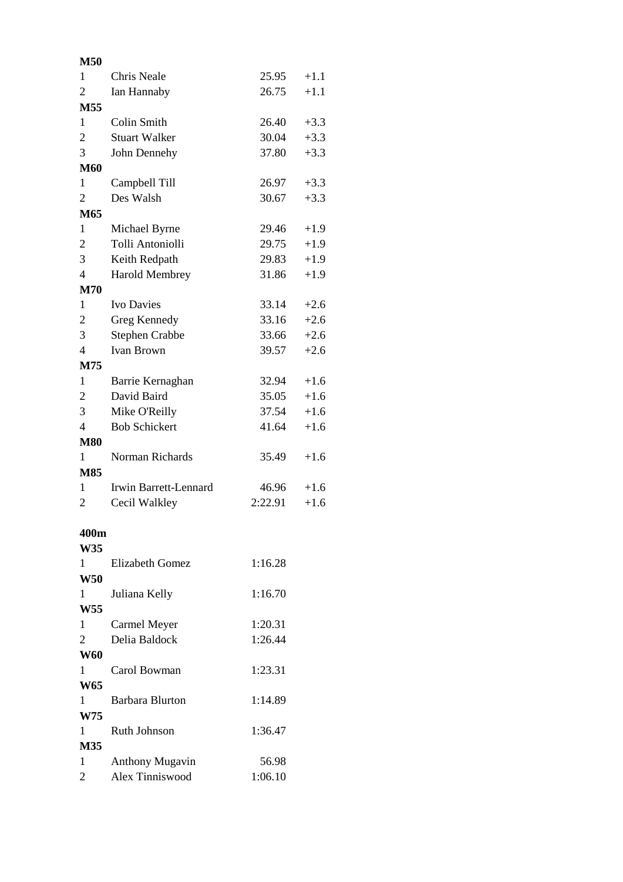**M50**

| | | | |
|---|---|---|---|
| 1 | Chris Neale | 25.95 | +1.1 |
| 2 | Ian Hannaby | 26.75 | +1.1 |

**M55**

| | | | |
|---|---|---|---|
| 1 | Colin Smith | 26.40 | +3.3 |
| 2 | Stuart Walker | 30.04 | +3.3 |
| 3 | John Dennehy | 37.80 | +3.3 |

**M60**

| | | | |
|---|---|---|---|
| 1 | Campbell Till | 26.97 | +3.3 |
| 2 | Des Walsh | 30.67 | +3.3 |

**M65**

| | | | |
|---|---|---|---|
| 1 | Michael Byrne | 29.46 | +1.9 |
| 2 | Tolli Antoniolli | 29.75 | +1.9 |
| 3 | Keith Redpath | 29.83 | +1.9 |
| 4 | Harold Membrey | 31.86 | +1.9 |

**M70**

| | | | |
|---|---|---|---|
| 1 | Ivo Davies | 33.14 | +2.6 |
| 2 | Greg Kennedy | 33.16 | +2.6 |
| 3 | Stephen Crabbe | 33.66 | +2.6 |
| 4 | Ivan Brown | 39.57 | +2.6 |

**M75**

| | | | |
|---|---|---|---|
| 1 | Barrie Kernaghan | 32.94 | +1.6 |
| 2 | David Baird | 35.05 | +1.6 |
| 3 | Mike O'Reilly | 37.54 | +1.6 |
| 4 | Bob Schickert | 41.64 | +1.6 |

**M80**

| | | | |
|---|---|---|---|
| 1 | Norman Richards | 35.49 | +1.6 |

**M85**

| | | | |
|---|---|---|---|
| 1 | Irwin Barrett-Lennard | 46.96 | +1.6 |
| 2 | Cecil Walkley | 2:22.91 | +1.6 |

## 400m

**W35**

| | | |
|---|---|---|
| 1 | Elizabeth Gomez | 1:16.28 |

**W50**

| | | |
|---|---|---|
| 1 | Juliana Kelly | 1:16.70 |

**W55**

| | | |
|---|---|---|
| 1 | Carmel Meyer | 1:20.31 |
| 2 | Delia Baldock | 1:26.44 |

**W60**

| | | |
|---|---|---|
| 1 | Carol Bowman | 1:23.31 |

**W65**

| | | |
|---|---|---|
| 1 | Barbara Blurton | 1:14.89 |

**W75**

| | | |
|---|---|---|
| 1 | Ruth Johnson | 1:36.47 |

**M35**

| | | |
|---|---|---|
| 1 | Anthony Mugavin | 56.98 |
| 2 | Alex Tinniswood | 1:06.10 |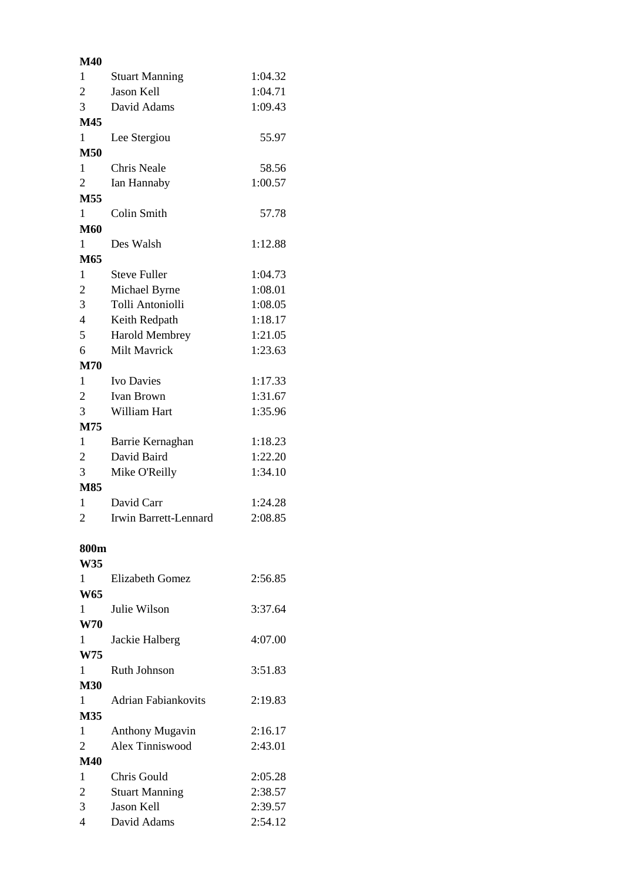**M40**

| | | |
|---|---|---|
| 1 | Stuart Manning | 1:04.32 |
| 2 | Jason Kell | 1:04.71 |
| 3 | David Adams | 1:09.43 |

**M45**

| | | |
|---|---|---|
| 1 | Lee Stergiou | 55.97 |

**M50**

| | | |
|---|---|---|
| 1 | Chris Neale | 58.56 |
| 2 | Ian Hannaby | 1:00.57 |

**M55**

| | | |
|---|---|---|
| 1 | Colin Smith | 57.78 |

**M60**

| | | |
|---|---|---|
| 1 | Des Walsh | 1:12.88 |

**M65**

| | | |
|---|---|---|
| 1 | Steve Fuller | 1:04.73 |
| 2 | Michael Byrne | 1:08.01 |
| 3 | Tolli Antoniolli | 1:08.05 |
| 4 | Keith Redpath | 1:18.17 |
| 5 | Harold Membrey | 1:21.05 |
| 6 | Milt Mavrick | 1:23.63 |

**M70**

| | | |
|---|---|---|
| 1 | Ivo Davies | 1:17.33 |
| 2 | Ivan Brown | 1:31.67 |
| 3 | William Hart | 1:35.96 |

**M75**

| | | |
|---|---|---|
| 1 | Barrie Kernaghan | 1:18.23 |
| 2 | David Baird | 1:22.20 |
| 3 | Mike O'Reilly | 1:34.10 |

**M85**

| | | |
|---|---|---|
| 1 | David Carr | 1:24.28 |
| 2 | Irwin Barrett-Lennard | 2:08.85 |

**800m**

**W35**

| | | |
|---|---|---|
| 1 | Elizabeth Gomez | 2:56.85 |

**W65**

| | | |
|---|---|---|
| 1 | Julie Wilson | 3:37.64 |

**W70**

| | | |
|---|---|---|
| 1 | Jackie Halberg | 4:07.00 |

**W75**

| | | |
|---|---|---|
| 1 | Ruth Johnson | 3:51.83 |

**M30**

| | | |
|---|---|---|
| 1 | Adrian Fabiankovits | 2:19.83 |

**M35**

| | | |
|---|---|---|
| 1 | Anthony Mugavin | 2:16.17 |
| 2 | Alex Tinniswood | 2:43.01 |

**M40**

| | | |
|---|---|---|
| 1 | Chris Gould | 2:05.28 |
| 2 | Stuart Manning | 2:38.57 |
| 3 | Jason Kell | 2:39.57 |
| 4 | David Adams | 2:54.12 |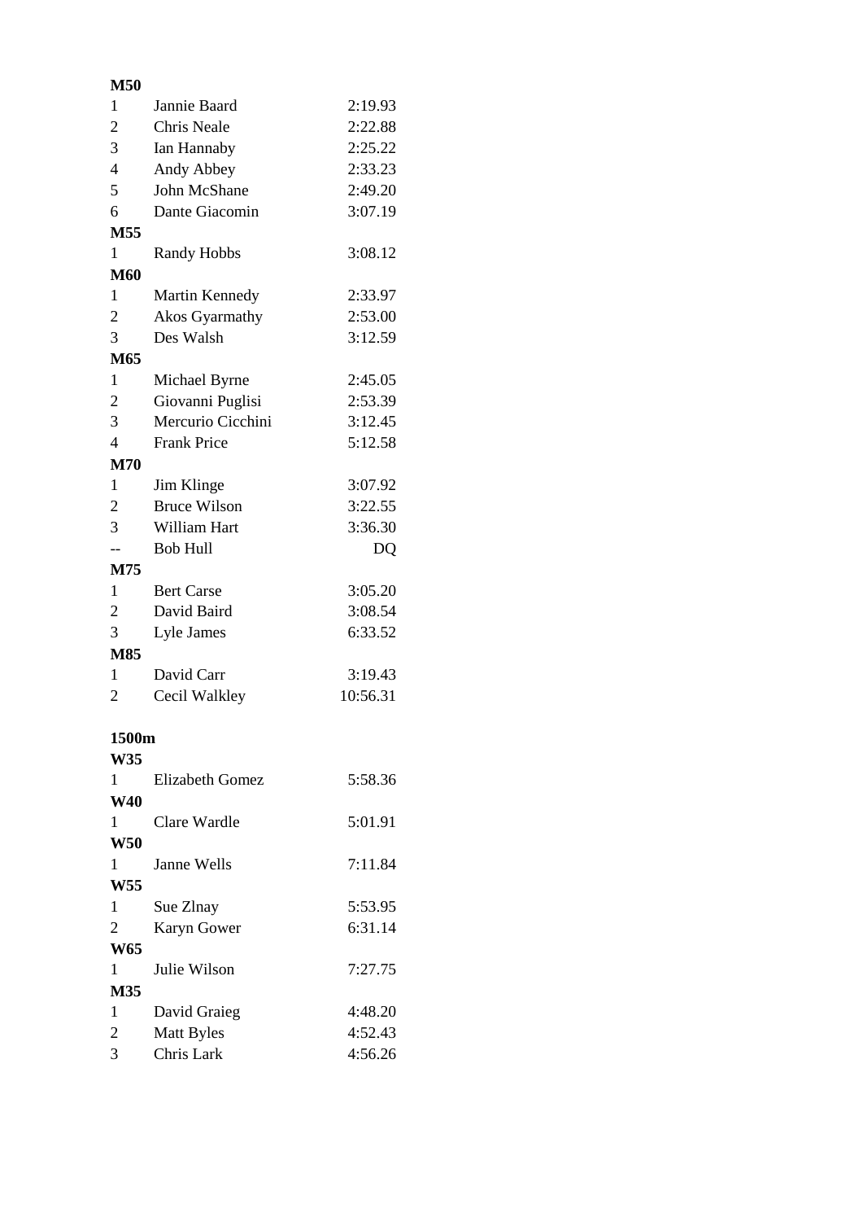**M50**

| | | |
|---|---|---|
| 1 | Jannie Baard | 2:19.93 |
| 2 | Chris Neale | 2:22.88 |
| 3 | Ian Hannaby | 2:25.22 |
| 4 | Andy Abbey | 2:33.23 |
| 5 | John McShane | 2:49.20 |
| 6 | Dante Giacomin | 3:07.19 |

**M55**

| | | |
|---|---|---|
| 1 | Randy Hobbs | 3:08.12 |

**M60**

| | | |
|---|---|---|
| 1 | Martin Kennedy | 2:33.97 |
| 2 | Akos Gyarmathy | 2:53.00 |
| 3 | Des Walsh | 3:12.59 |

**M65**

| | | |
|---|---|---|
| 1 | Michael Byrne | 2:45.05 |
| 2 | Giovanni Puglisi | 2:53.39 |
| 3 | Mercurio Cicchini | 3:12.45 |
| 4 | Frank Price | 5:12.58 |

**M70**

| | | |
|---|---|---|
| 1 | Jim Klinge | 3:07.92 |
| 2 | Bruce Wilson | 3:22.55 |
| 3 | William Hart | 3:36.30 |
| -- | Bob Hull | DQ |

**M75**

| | | |
|---|---|---|
| 1 | Bert Carse | 3:05.20 |
| 2 | David Baird | 3:08.54 |
| 3 | Lyle James | 6:33.52 |

**M85**

| | | |
|---|---|---|
| 1 | David Carr | 3:19.43 |
| 2 | Cecil Walkley | 10:56.31 |

**1500m**

**W35**

| | | |
|---|---|---|
| 1 | Elizabeth Gomez | 5:58.36 |

**W40**

| | | |
|---|---|---|
| 1 | Clare Wardle | 5:01.91 |

**W50**

| | | |
|---|---|---|
| 1 | Janne Wells | 7:11.84 |

**W55**

| | | |
|---|---|---|
| 1 | Sue Zlnay | 5:53.95 |
| 2 | Karyn Gower | 6:31.14 |

**W65**

| | | |
|---|---|---|
| 1 | Julie Wilson | 7:27.75 |

**M35**

| | | |
|---|---|---|
| 1 | David Graieg | 4:48.20 |
| 2 | Matt Byles | 4:52.43 |
| 3 | Chris Lark | 4:56.26 |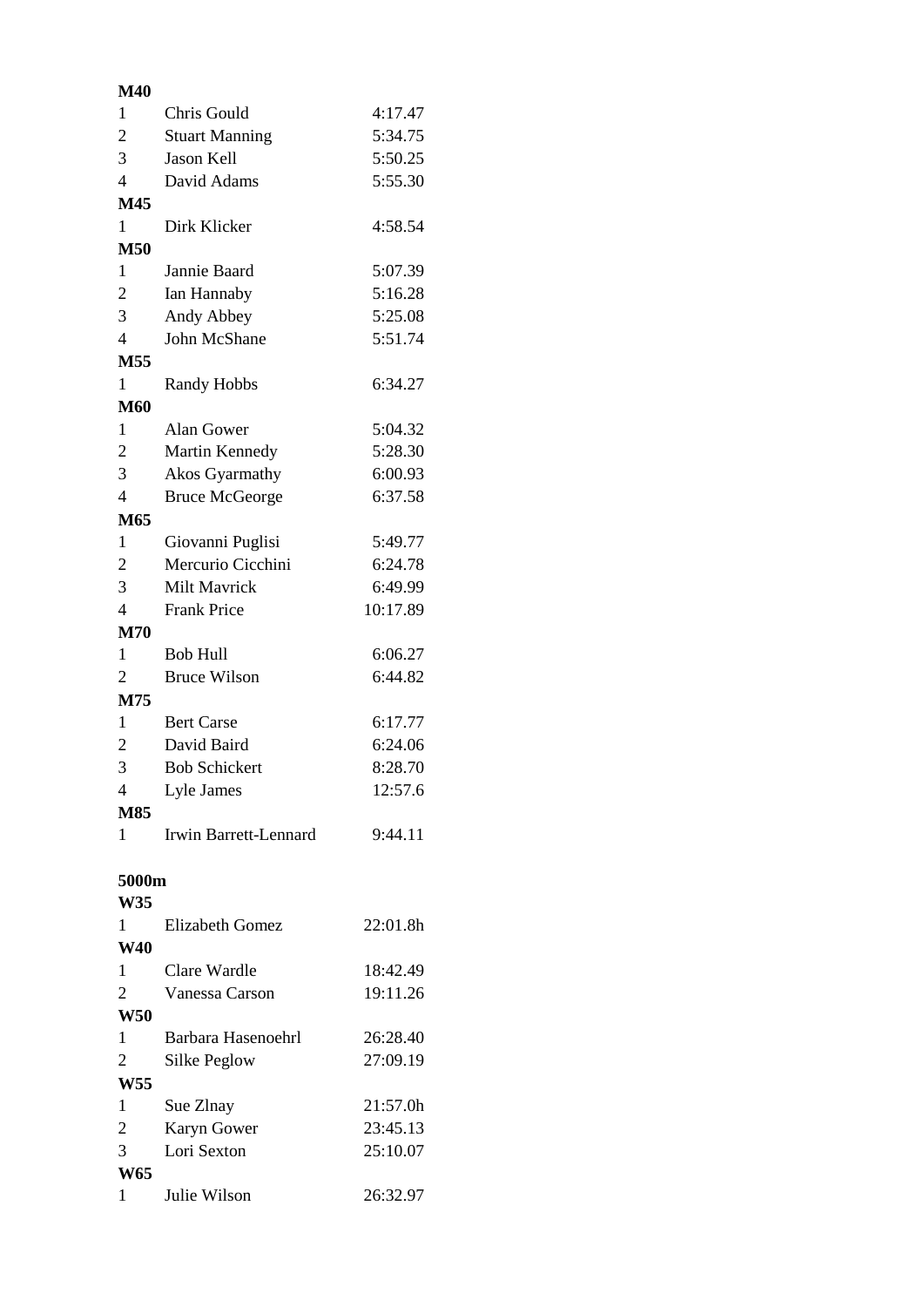**M40**

| | | |
|---|---|---|
| 1 | Chris Gould | 4:17.47 |
| 2 | Stuart Manning | 5:34.75 |
| 3 | Jason Kell | 5:50.25 |
| 4 | David Adams | 5:55.30 |

**M45**

| | | |
|---|---|---|
| 1 | Dirk Klicker | 4:58.54 |

**M50**

| | | |
|---|---|---|
| 1 | Jannie Baard | 5:07.39 |
| 2 | Ian Hannaby | 5:16.28 |
| 3 | Andy Abbey | 5:25.08 |
| 4 | John McShane | 5:51.74 |

**M55**

| | | |
|---|---|---|
| 1 | Randy Hobbs | 6:34.27 |

**M60**

| | | |
|---|---|---|
| 1 | Alan Gower | 5:04.32 |
| 2 | Martin Kennedy | 5:28.30 |
| 3 | Akos Gyarmathy | 6:00.93 |
| 4 | Bruce McGeorge | 6:37.58 |

**M65**

| | | |
|---|---|---|
| 1 | Giovanni Puglisi | 5:49.77 |
| 2 | Mercurio Cicchini | 6:24.78 |
| 3 | Milt Mavrick | 6:49.99 |
| 4 | Frank Price | 10:17.89 |

**M70**

| | | |
|---|---|---|
| 1 | Bob Hull | 6:06.27 |
| 2 | Bruce Wilson | 6:44.82 |

**M75**

| | | |
|---|---|---|
| 1 | Bert Carse | 6:17.77 |
| 2 | David Baird | 6:24.06 |
| 3 | Bob Schickert | 8:28.70 |
| 4 | Lyle James | 12:57.6 |

**M85**

| | | |
|---|---|---|
| 1 | Irwin Barrett-Lennard | 9:44.11 |

**5000m**

**W35**

| | | |
|---|---|---|
| 1 | Elizabeth Gomez | 22:01.8h |

**W40**

| | | |
|---|---|---|
| 1 | Clare Wardle | 18:42.49 |
| 2 | Vanessa Carson | 19:11.26 |

**W50**

| | | |
|---|---|---|
| 1 | Barbara Hasenoehrl | 26:28.40 |
| 2 | Silke Peglow | 27:09.19 |

**W55**

| | | |
|---|---|---|
| 1 | Sue Zlnay | 21:57.0h |
| 2 | Karyn Gower | 23:45.13 |
| 3 | Lori Sexton | 25:10.07 |

**W65**

| | | |
|---|---|---|
| 1 | Julie Wilson | 26:32.97 |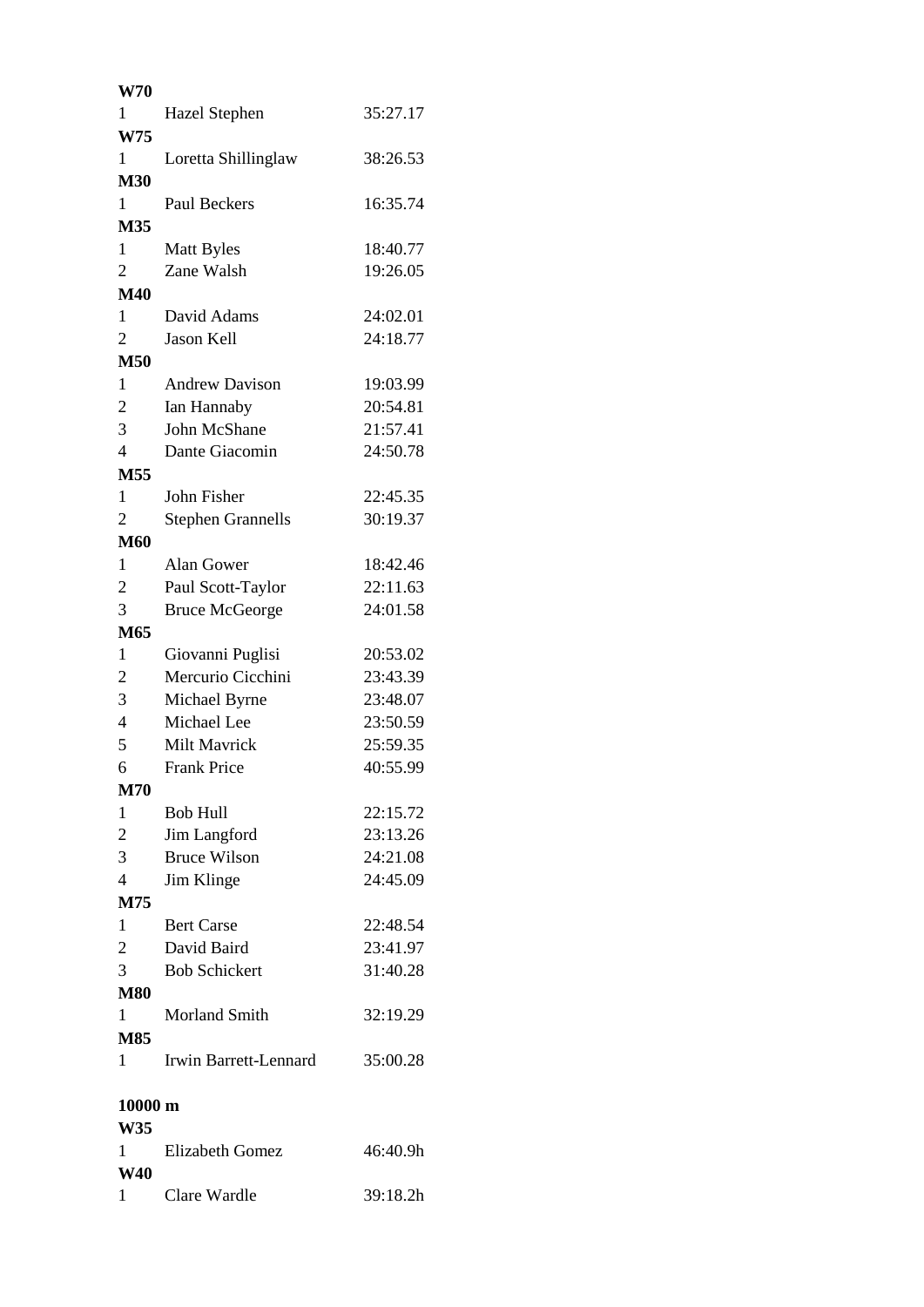**W70**

| | | |
|---|---|---|
| 1 | Hazel Stephen | 35:27.17 |

**W75**

| | | |
|---|---|---|
| 1 | Loretta Shillinglaw | 38:26.53 |

**M30**

| | | |
|---|---|---|
| 1 | Paul Beckers | 16:35.74 |

**M35**

| | | |
|---|---|---|
| 1 | Matt Byles | 18:40.77 |
| 2 | Zane Walsh | 19:26.05 |

**M40**

| | | |
|---|---|---|
| 1 | David Adams | 24:02.01 |
| 2 | Jason Kell | 24:18.77 |

**M50**

| | | |
|---|---|---|
| 1 | Andrew Davison | 19:03.99 |
| 2 | Ian Hannaby | 20:54.81 |
| 3 | John McShane | 21:57.41 |
| 4 | Dante Giacomin | 24:50.78 |

**M55**

| | | |
|---|---|---|
| 1 | John Fisher | 22:45.35 |
| 2 | Stephen Grannells | 30:19.37 |

**M60**

| | | |
|---|---|---|
| 1 | Alan Gower | 18:42.46 |
| 2 | Paul Scott-Taylor | 22:11.63 |
| 3 | Bruce McGeorge | 24:01.58 |

**M65**

| | | |
|---|---|---|
| 1 | Giovanni Puglisi | 20:53.02 |
| 2 | Mercurio Cicchini | 23:43.39 |
| 3 | Michael Byrne | 23:48.07 |
| 4 | Michael Lee | 23:50.59 |
| 5 | Milt Mavrick | 25:59.35 |
| 6 | Frank Price | 40:55.99 |

**M70**

| | | |
|---|---|---|
| 1 | Bob Hull | 22:15.72 |
| 2 | Jim Langford | 23:13.26 |
| 3 | Bruce Wilson | 24:21.08 |
| 4 | Jim Klinge | 24:45.09 |

**M75**

| | | |
|---|---|---|
| 1 | Bert Carse | 22:48.54 |
| 2 | David Baird | 23:41.97 |
| 3 | Bob Schickert | 31:40.28 |

**M80**

| | | |
|---|---|---|
| 1 | Morland Smith | 32:19.29 |

**M85**

| | | |
|---|---|---|
| 1 | Irwin Barrett-Lennard | 35:00.28 |

**10000 m**

**W35**

| | | |
|---|---|---|
| 1 | Elizabeth Gomez | 46:40.9h |

**W40**

| | | |
|---|---|---|
| 1 | Clare Wardle | 39:18.2h |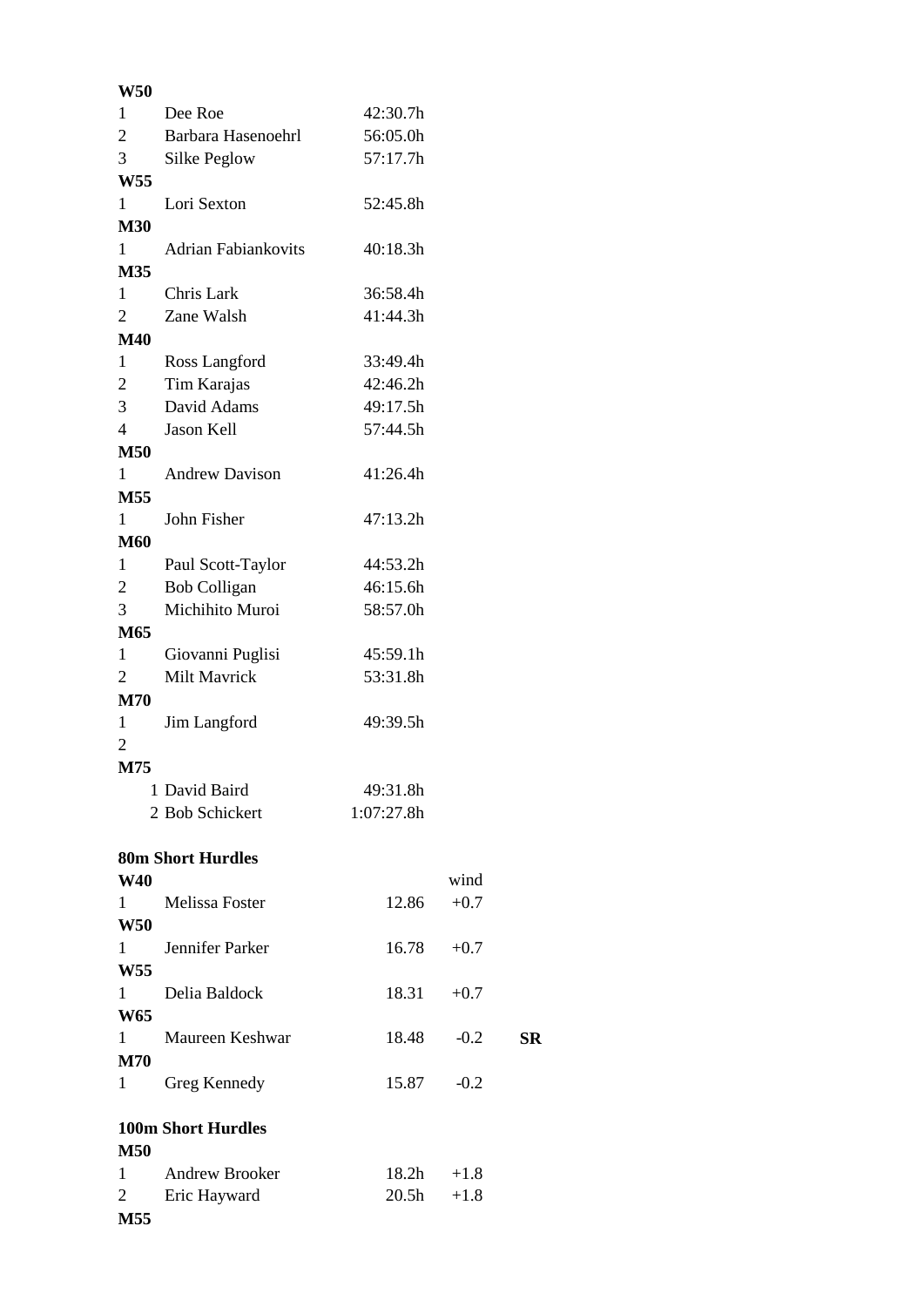**W50**

| | | | | |
|---|---|---|---|---|
| 1 | Dee Roe | 42:30.7h | | |
| 2 | Barbara Hasenoehrl | 56:05.0h | | |
| 3 | Silke Peglow | 57:17.7h | | |

**W55**

| | | | | |
|---|---|---|---|---|
| 1 | Lori Sexton | 52:45.8h | | |

**M30**

| | | | | |
|---|---|---|---|---|
| 1 | Adrian Fabiankovits | 40:18.3h | | |

**M35**

| | | | | |
|---|---|---|---|---|
| 1 | Chris Lark | 36:58.4h | | |
| 2 | Zane Walsh | 41:44.3h | | |

**M40**

| | | | | |
|---|---|---|---|---|
| 1 | Ross Langford | 33:49.4h | | |
| 2 | Tim Karajas | 42:46.2h | | |
| 3 | David Adams | 49:17.5h | | |
| 4 | Jason Kell | 57:44.5h | | |

**M50**

| | | | | |
|---|---|---|---|---|
| 1 | Andrew Davison | 41:26.4h | | |

**M55**

| | | | | |
|---|---|---|---|---|
| 1 | John Fisher | 47:13.2h | | |

**M60**

| | | | | |
|---|---|---|---|---|
| 1 | Paul Scott-Taylor | 44:53.2h | | |
| 2 | Bob Colligan | 46:15.6h | | |
| 3 | Michihito Muroi | 58:57.0h | | |

**M65**

| | | | | |
|---|---|---|---|---|
| 1 | Giovanni Puglisi | 45:59.1h | | |
| 2 | Milt Mavrick | 53:31.8h | | |

**M70**

| | | | | |
|---|---|---|---|---|
| 1 | Jim Langford | 49:39.5h | | |
| 2 | | | | |

**M75**

| | | | | |
|---|---|---|---|---|
| 1 | David Baird | 49:31.8h | | |
| 2 | Bob Schickert | 1:07:27.8h | | |

**80m Short Hurdles**

**W40**

| | | | wind | |
|---|---|---|---|---|
| 1 | Melissa Foster | 12.86 | +0.7 | |

**W50**

| | | | | |
|---|---|---|---|---|
| 1 | Jennifer Parker | 16.78 | +0.7 | |

**W55**

| | | | | |
|---|---|---|---|---|
| 1 | Delia Baldock | 18.31 | +0.7 | |

**W65**

| | | | | |
|---|---|---|---|---|
| 1 | Maureen Keshwar | 18.48 | -0.2 | **SR** |

**M70**

| | | | | |
|---|---|---|---|---|
| 1 | Greg Kennedy | 15.87 | -0.2 | |

**100m Short Hurdles**

**M50**

| | | | | |
|---|---|---|---|---|
| 1 | Andrew Brooker | 18.2h | +1.8 | |
| 2 | Eric Hayward | 20.5h | +1.8 | |

**M55**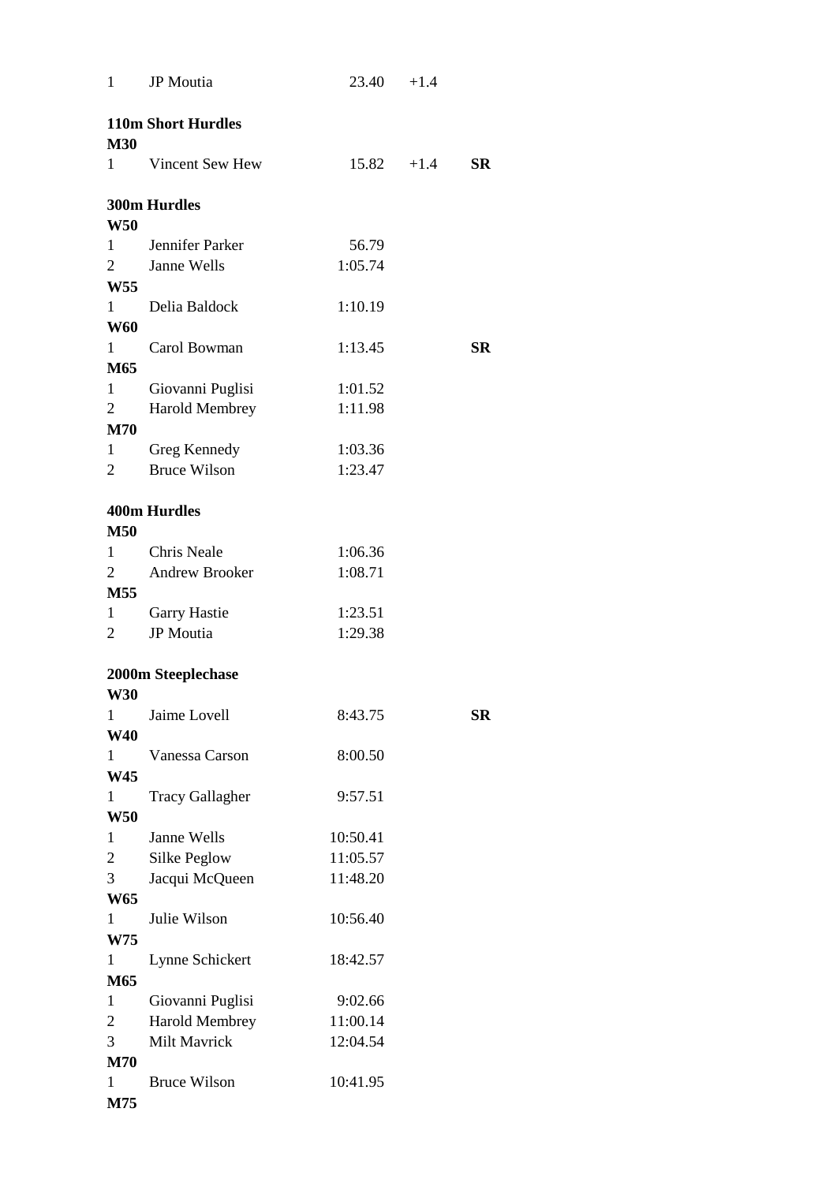| | | | | |
|---|---|---|---|---|
| 1 | JP Moutia | 23.40 | +1.4 | |

**110m Short Hurdles**

**M30**

| | | | | |
|---|---|---|---|---|
| 1 | Vincent Sew Hew | 15.82 | +1.4 | **SR** |

**300m Hurdles**

**W50**

| | | | |
|---|---|---|---|
| 1 | Jennifer Parker | 56.79 | |
| 2 | Janne Wells | 1:05.74 | |

**W55**

| | | | |
|---|---|---|---|
| 1 | Delia Baldock | 1:10.19 | |

**W60**

| | | | |
|---|---|---|---|
| 1 | Carol Bowman | 1:13.45 | **SR** |

**M65**

| | | | |
|---|---|---|---|
| 1 | Giovanni Puglisi | 1:01.52 | |
| 2 | Harold Membrey | 1:11.98 | |

**M70**

| | | | |
|---|---|---|---|
| 1 | Greg Kennedy | 1:03.36 | |
| 2 | Bruce Wilson | 1:23.47 | |

**400m Hurdles**

**M50**

| | | |
|---|---|---|
| 1 | Chris Neale | 1:06.36 |
| 2 | Andrew Brooker | 1:08.71 |

**M55**

| | | |
|---|---|---|
| 1 | Garry Hastie | 1:23.51 |
| 2 | JP Moutia | 1:29.38 |

**2000m Steeplechase**

**W30**

| | | | |
|---|---|---|---|
| 1 | Jaime Lovell | 8:43.75 | **SR** |

**W40**

| | | |
|---|---|---|
| 1 | Vanessa Carson | 8:00.50 |

**W45**

| | | |
|---|---|---|
| 1 | Tracy Gallagher | 9:57.51 |

**W50**

| | | |
|---|---|---|
| 1 | Janne Wells | 10:50.41 |
| 2 | Silke Peglow | 11:05.57 |
| 3 | Jacqui McQueen | 11:48.20 |

**W65**

| | | |
|---|---|---|
| 1 | Julie Wilson | 10:56.40 |

**W75**

| | | |
|---|---|---|
| 1 | Lynne Schickert | 18:42.57 |

**M65**

| | | |
|---|---|---|
| 1 | Giovanni Puglisi | 9:02.66 |
| 2 | Harold Membrey | 11:00.14 |
| 3 | Milt Mavrick | 12:04.54 |

**M70**

| | | |
|---|---|---|
| 1 | Bruce Wilson | 10:41.95 |

**M75**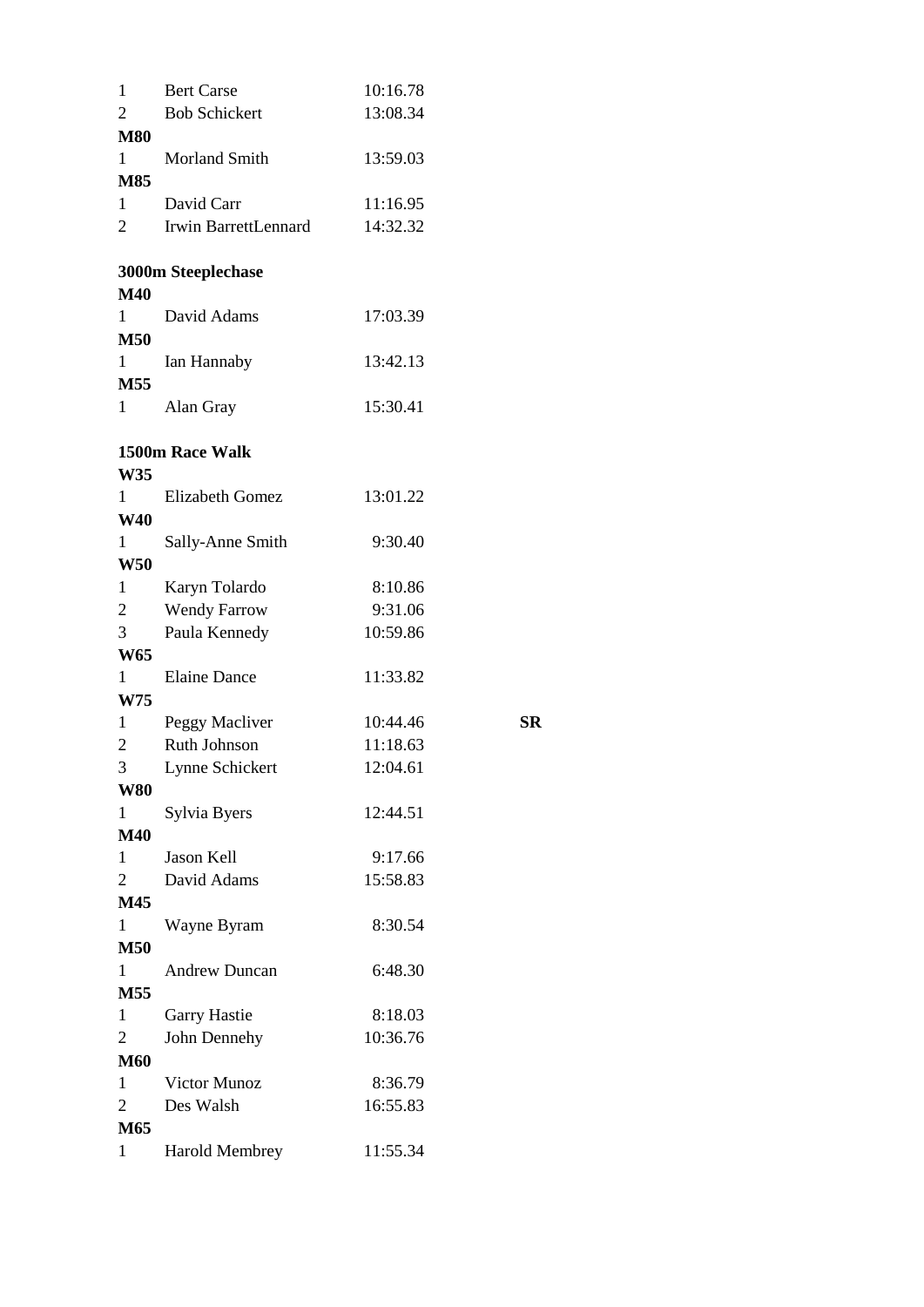| | | | |
|---|---|---|---|
| 1 | Bert Carse | 10:16.78 | |
| 2 | Bob Schickert | 13:08.34 | |
| **M80** | | | |
| 1 | Morland Smith | 13:59.03 | |
| **M85** | | | |
| 1 | David Carr | 11:16.95 | |
| 2 | Irwin BarrettLennard | 14:32.32 | |

**3000m Steeplechase**

| | | | |
|---|---|---|---|
| **M40** | | | |
| 1 | David Adams | 17:03.39 | |
| **M50** | | | |
| 1 | Ian Hannaby | 13:42.13 | |
| **M55** | | | |
| 1 | Alan Gray | 15:30.41 | |

**1500m Race Walk**

| | | | |
|---|---|---|---|
| **W35** | | | |
| 1 | Elizabeth Gomez | 13:01.22 | |
| **W40** | | | |
| 1 | Sally-Anne Smith | 9:30.40 | |
| **W50** | | | |
| 1 | Karyn Tolardo | 8:10.86 | |
| 2 | Wendy Farrow | 9:31.06 | |
| 3 | Paula Kennedy | 10:59.86 | |
| **W65** | | | |
| 1 | Elaine Dance | 11:33.82 | |
| **W75** | | | |
| 1 | Peggy Macliver | 10:44.46 | **SR** |
| 2 | Ruth Johnson | 11:18.63 | |
| 3 | Lynne Schickert | 12:04.61 | |
| **W80** | | | |
| 1 | Sylvia Byers | 12:44.51 | |
| **M40** | | | |
| 1 | Jason Kell | 9:17.66 | |
| 2 | David Adams | 15:58.83 | |
| **M45** | | | |
| 1 | Wayne Byram | 8:30.54 | |
| **M50** | | | |
| 1 | Andrew Duncan | 6:48.30 | |
| **M55** | | | |
| 1 | Garry Hastie | 8:18.03 | |
| 2 | John Dennehy | 10:36.76 | |
| **M60** | | | |
| 1 | Victor Munoz | 8:36.79 | |
| 2 | Des Walsh | 16:55.83 | |
| **M65** | | | |
| 1 | Harold Membrey | 11:55.34 | |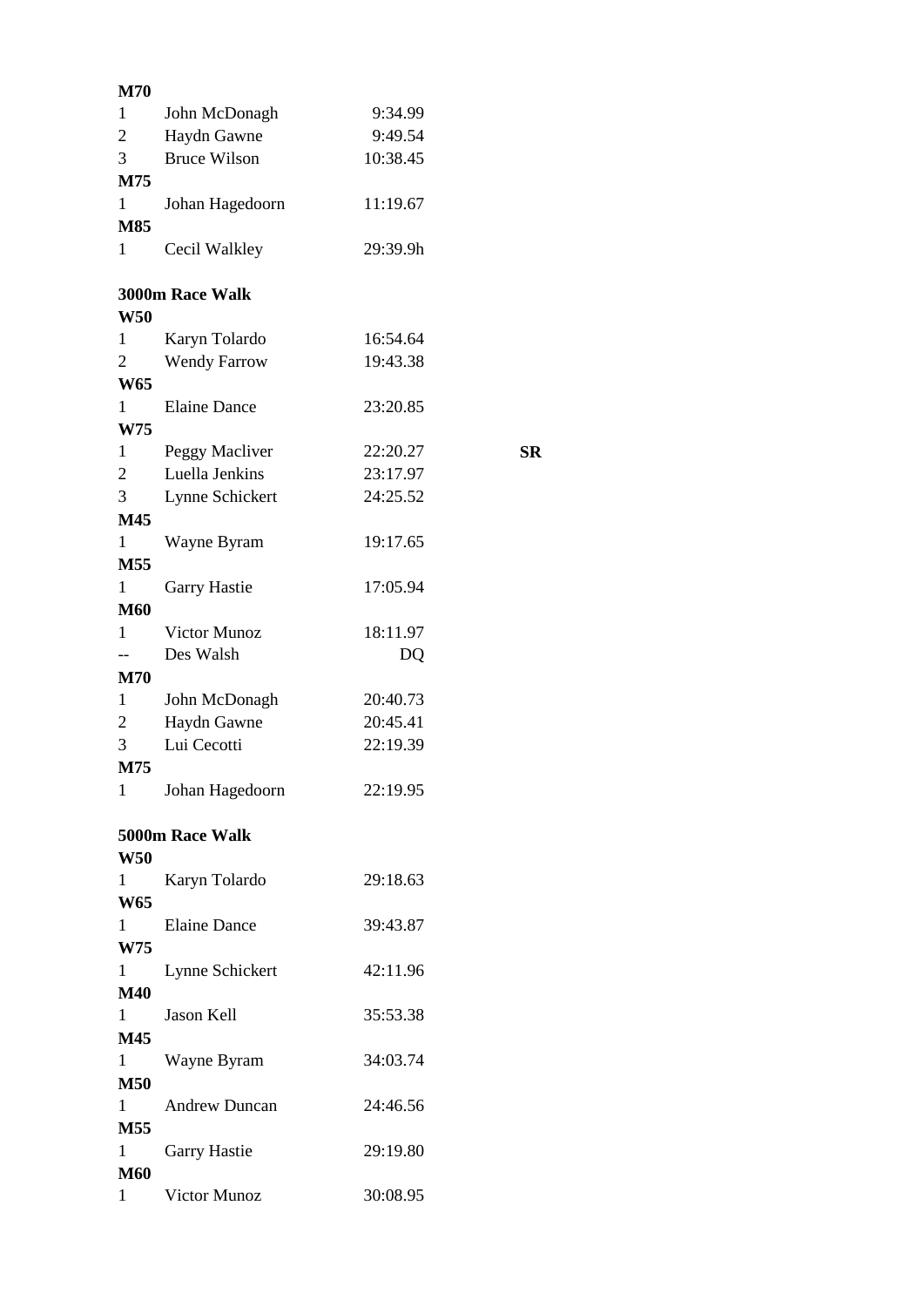**M70**

| | | | |
|---|---|---|---|
| 1 | John McDonagh | 9:34.99 | |
| 2 | Haydn Gawne | 9:49.54 | |
| 3 | Bruce Wilson | 10:38.45 | |

**M75**

| | | | |
|---|---|---|---|
| 1 | Johan Hagedoorn | 11:19.67 | |

**M85**

| | | | |
|---|---|---|---|
| 1 | Cecil Walkley | 29:39.9h | |

**3000m Race Walk**

**W50**

| | | | |
|---|---|---|---|
| 1 | Karyn Tolardo | 16:54.64 | |
| 2 | Wendy Farrow | 19:43.38 | |

**W65**

| | | | |
|---|---|---|---|
| 1 | Elaine Dance | 23:20.85 | |

**W75**

| | | | |
|---|---|---|---|
| 1 | Peggy Macliver | 22:20.27 | **SR** |
| 2 | Luella Jenkins | 23:17.97 | |
| 3 | Lynne Schickert | 24:25.52 | |

**M45**

| | | | |
|---|---|---|---|
| 1 | Wayne Byram | 19:17.65 | |

**M55**

| | | | |
|---|---|---|---|
| 1 | Garry Hastie | 17:05.94 | |

**M60**

| | | | |
|---|---|---|---|
| 1 | Victor Munoz | 18:11.97 | |
| -- | Des Walsh | DQ | |

**M70**

| | | | |
|---|---|---|---|
| 1 | John McDonagh | 20:40.73 | |
| 2 | Haydn Gawne | 20:45.41 | |
| 3 | Lui Cecotti | 22:19.39 | |

**M75**

| | | | |
|---|---|---|---|
| 1 | Johan Hagedoorn | 22:19.95 | |

**5000m Race Walk**

**W50**

| | | | |
|---|---|---|---|
| 1 | Karyn Tolardo | 29:18.63 | |

**W65**

| | | | |
|---|---|---|---|
| 1 | Elaine Dance | 39:43.87 | |

**W75**

| | | | |
|---|---|---|---|
| 1 | Lynne Schickert | 42:11.96 | |

**M40**

| | | | |
|---|---|---|---|
| 1 | Jason Kell | 35:53.38 | |

**M45**

| | | | |
|---|---|---|---|
| 1 | Wayne Byram | 34:03.74 | |

**M50**

| | | | |
|---|---|---|---|
| 1 | Andrew Duncan | 24:46.56 | |

**M55**

| | | | |
|---|---|---|---|
| 1 | Garry Hastie | 29:19.80 | |

**M60**

| | | | |
|---|---|---|---|
| 1 | Victor Munoz | 30:08.95 | |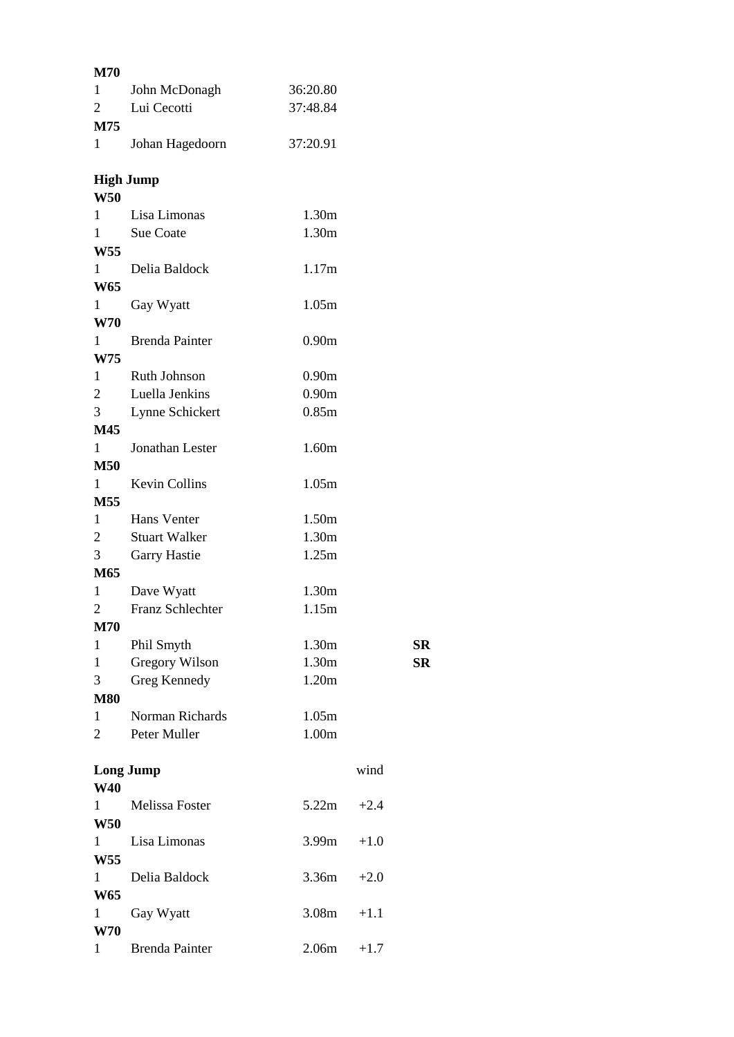**M70**

| | | | | |
|---|---|---|---|---|
| 1 | John McDonagh | 36:20.80 | | |
| 2 | Lui Cecotti | 37:48.84 | | |

**M75**

| | | | | |
|---|---|---|---|---|
| 1 | Johan Hagedoorn | 37:20.91 | | |

**High Jump**

**W50**

| | | | | |
|---|---|---|---|---|
| 1 | Lisa Limonas | 1.30m | | |
| 1 | Sue Coate | 1.30m | | |

**W55**

| | | | | |
|---|---|---|---|---|
| 1 | Delia Baldock | 1.17m | | |

**W65**

| | | | | |
|---|---|---|---|---|
| 1 | Gay Wyatt | 1.05m | | |

**W70**

| | | | | |
|---|---|---|---|---|
| 1 | Brenda Painter | 0.90m | | |

**W75**

| | | | | |
|---|---|---|---|---|
| 1 | Ruth Johnson | 0.90m | | |
| 2 | Luella Jenkins | 0.90m | | |
| 3 | Lynne Schickert | 0.85m | | |

**M45**

| | | | | |
|---|---|---|---|---|
| 1 | Jonathan Lester | 1.60m | | |

**M50**

| | | | | |
|---|---|---|---|---|
| 1 | Kevin Collins | 1.05m | | |

**M55**

| | | | | |
|---|---|---|---|---|
| 1 | Hans Venter | 1.50m | | |
| 2 | Stuart Walker | 1.30m | | |
| 3 | Garry Hastie | 1.25m | | |

**M65**

| | | | | |
|---|---|---|---|---|
| 1 | Dave Wyatt | 1.30m | | |
| 2 | Franz Schlechter | 1.15m | | |

**M70**

| | | | | |
|---|---|---|---|---|
| 1 | Phil Smyth | 1.30m | | **SR** |
| 1 | Gregory Wilson | 1.30m | | **SR** |
| 3 | Greg Kennedy | 1.20m | | |

**M80**

| | | | | |
|---|---|---|---|---|
| 1 | Norman Richards | 1.05m | | |
| 2 | Peter Muller | 1.00m | | |

**Long Jump**

| | | | wind |
|---|---|---|---|

**W40**

| | | | |
|---|---|---|---|
| 1 | Melissa Foster | 5.22m | +2.4 |

**W50**

| | | | |
|---|---|---|---|
| 1 | Lisa Limonas | 3.99m | +1.0 |

**W55**

| | | | |
|---|---|---|---|
| 1 | Delia Baldock | 3.36m | +2.0 |

**W65**

| | | | |
|---|---|---|---|
| 1 | Gay Wyatt | 3.08m | +1.1 |

**W70**

| | | | |
|---|---|---|---|
| 1 | Brenda Painter | 2.06m | +1.7 |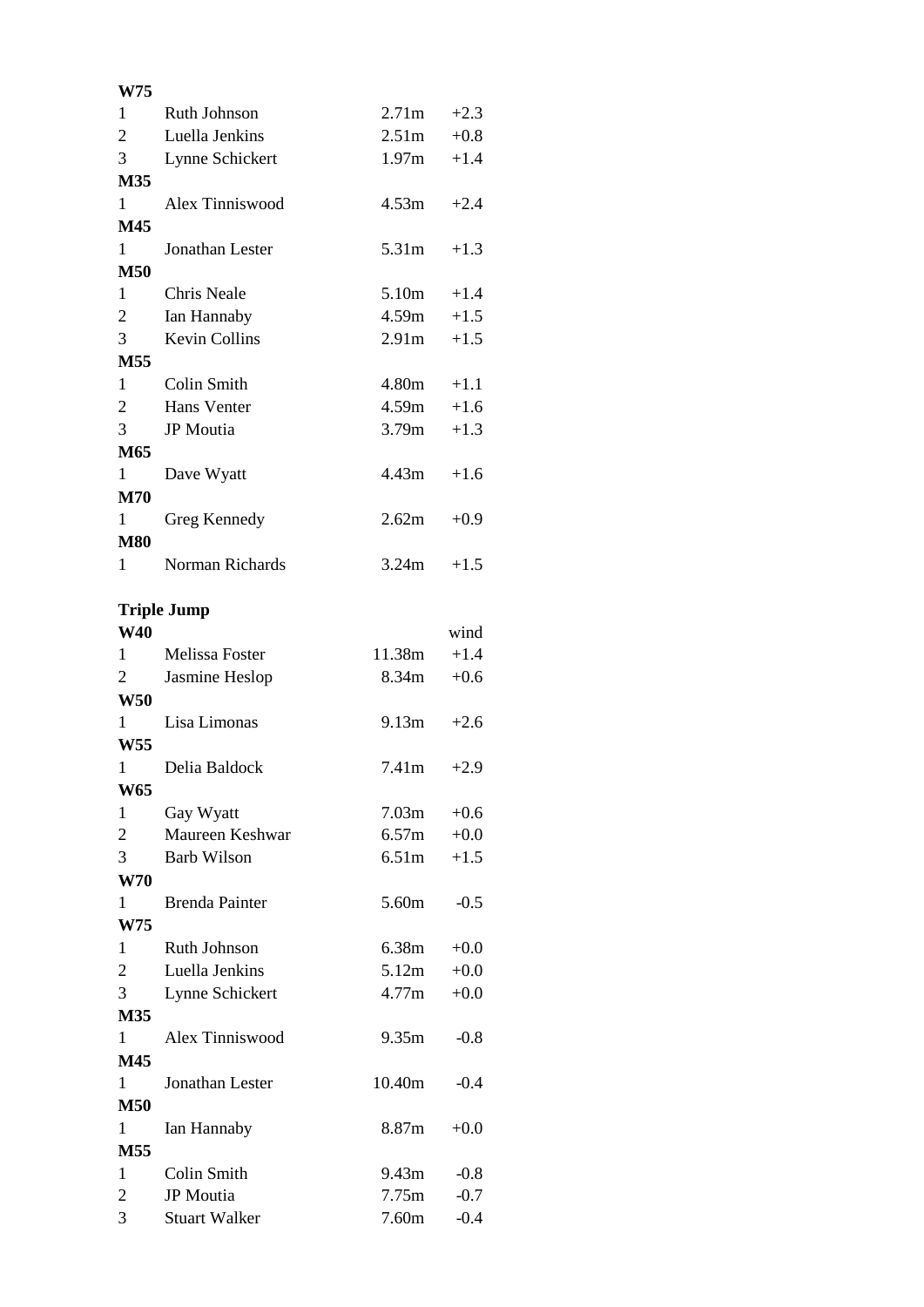**W75**

| | | | |
|---|---|---|---|
| 1 | Ruth Johnson | 2.71m | +2.3 |
| 2 | Luella Jenkins | 2.51m | +0.8 |
| 3 | Lynne Schickert | 1.97m | +1.4 |

**M35**

| | | | |
|---|---|---|---|
| 1 | Alex Tinniswood | 4.53m | +2.4 |

**M45**

| | | | |
|---|---|---|---|
| 1 | Jonathan Lester | 5.31m | +1.3 |

**M50**

| | | | |
|---|---|---|---|
| 1 | Chris Neale | 5.10m | +1.4 |
| 2 | Ian Hannaby | 4.59m | +1.5 |
| 3 | Kevin Collins | 2.91m | +1.5 |

**M55**

| | | | |
|---|---|---|---|
| 1 | Colin Smith | 4.80m | +1.1 |
| 2 | Hans Venter | 4.59m | +1.6 |
| 3 | JP Moutia | 3.79m | +1.3 |

**M65**

| | | | |
|---|---|---|---|
| 1 | Dave Wyatt | 4.43m | +1.6 |

**M70**

| | | | |
|---|---|---|---|
| 1 | Greg Kennedy | 2.62m | +0.9 |

**M80**

| | | | |
|---|---|---|---|
| 1 | Norman Richards | 3.24m | +1.5 |

**Triple Jump**

**W40**

| | | | wind |
|---|---|---|---|
| 1 | Melissa Foster | 11.38m | +1.4 |
| 2 | Jasmine Heslop | 8.34m | +0.6 |

**W50**

| | | | |
|---|---|---|---|
| 1 | Lisa Limonas | 9.13m | +2.6 |

**W55**

| | | | |
|---|---|---|---|
| 1 | Delia Baldock | 7.41m | +2.9 |

**W65**

| | | | |
|---|---|---|---|
| 1 | Gay Wyatt | 7.03m | +0.6 |
| 2 | Maureen Keshwar | 6.57m | +0.0 |
| 3 | Barb Wilson | 6.51m | +1.5 |

**W70**

| | | | |
|---|---|---|---|
| 1 | Brenda Painter | 5.60m | -0.5 |

**W75**

| | | | |
|---|---|---|---|
| 1 | Ruth Johnson | 6.38m | +0.0 |
| 2 | Luella Jenkins | 5.12m | +0.0 |
| 3 | Lynne Schickert | 4.77m | +0.0 |

**M35**

| | | | |
|---|---|---|---|
| 1 | Alex Tinniswood | 9.35m | -0.8 |

**M45**

| | | | |
|---|---|---|---|
| 1 | Jonathan Lester | 10.40m | -0.4 |

**M50**

| | | | |
|---|---|---|---|
| 1 | Ian Hannaby | 8.87m | +0.0 |

**M55**

| | | | |
|---|---|---|---|
| 1 | Colin Smith | 9.43m | -0.8 |
| 2 | JP Moutia | 7.75m | -0.7 |
| 3 | Stuart Walker | 7.60m | -0.4 |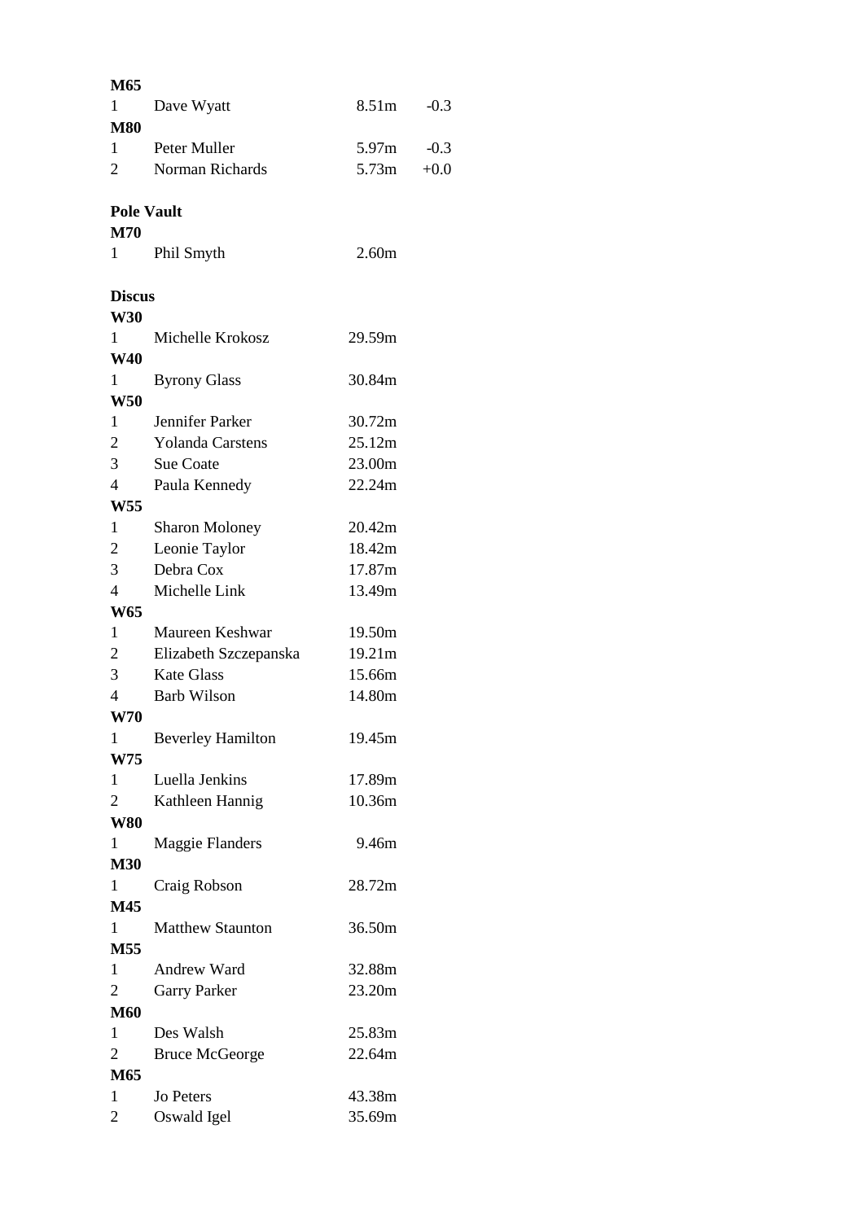**M65**

| | | | |
|---|---|---|---|
| 1 | Dave Wyatt | 8.51m | -0.3 |

**M80**

| | | | |
|---|---|---|---|
| 1 | Peter Muller | 5.97m | -0.3 |
| 2 | Norman Richards | 5.73m | +0.0 |

**Pole Vault**

**M70**

| | | |
|---|---|---|
| 1 | Phil Smyth | 2.60m |

**Discus**

**W30**

| | | |
|---|---|---|
| 1 | Michelle Krokosz | 29.59m |

**W40**

| | | |
|---|---|---|
| 1 | Byrony Glass | 30.84m |

**W50**

| | | |
|---|---|---|
| 1 | Jennifer Parker | 30.72m |
| 2 | Yolanda Carstens | 25.12m |
| 3 | Sue Coate | 23.00m |
| 4 | Paula Kennedy | 22.24m |

**W55**

| | | |
|---|---|---|
| 1 | Sharon Moloney | 20.42m |
| 2 | Leonie Taylor | 18.42m |
| 3 | Debra Cox | 17.87m |
| 4 | Michelle Link | 13.49m |

**W65**

| | | |
|---|---|---|
| 1 | Maureen Keshwar | 19.50m |
| 2 | Elizabeth Szczepanska | 19.21m |
| 3 | Kate Glass | 15.66m |
| 4 | Barb Wilson | 14.80m |

**W70**

| | | |
|---|---|---|
| 1 | Beverley Hamilton | 19.45m |

**W75**

| | | |
|---|---|---|
| 1 | Luella Jenkins | 17.89m |
| 2 | Kathleen Hannig | 10.36m |

**W80**

| | | |
|---|---|---|
| 1 | Maggie Flanders | 9.46m |

**M30**

| | | |
|---|---|---|
| 1 | Craig Robson | 28.72m |

**M45**

| | | |
|---|---|---|
| 1 | Matthew Staunton | 36.50m |

**M55**

| | | |
|---|---|---|
| 1 | Andrew Ward | 32.88m |
| 2 | Garry Parker | 23.20m |

**M60**

| | | |
|---|---|---|
| 1 | Des Walsh | 25.83m |
| 2 | Bruce McGeorge | 22.64m |

**M65**

| | | |
|---|---|---|
| 1 | Jo Peters | 43.38m |
| 2 | Oswald Igel | 35.69m |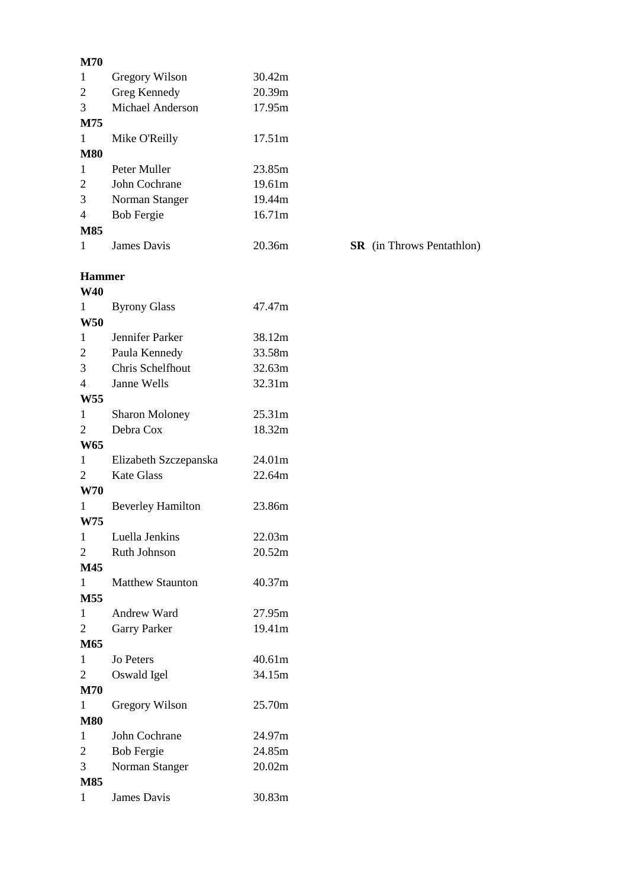**M70**

| | | | |
|---|---|---|---|
| 1 | Gregory Wilson | 30.42m | |
| 2 | Greg Kennedy | 20.39m | |
| 3 | Michael Anderson | 17.95m | |

**M75**

| | | | |
|---|---|---|---|
| 1 | Mike O'Reilly | 17.51m | |

**M80**

| | | | |
|---|---|---|---|
| 1 | Peter Muller | 23.85m | |
| 2 | John Cochrane | 19.61m | |
| 3 | Norman Stanger | 19.44m | |
| 4 | Bob Fergie | 16.71m | |

**M85**

| | | | |
|---|---|---|---|
| 1 | James Davis | 20.36m | **SR** (in Throws Pentathlon) |

## Hammer

**W40**

| | | |
|---|---|---|
| 1 | Byrony Glass | 47.47m |

**W50**

| | | |
|---|---|---|
| 1 | Jennifer Parker | 38.12m |
| 2 | Paula Kennedy | 33.58m |
| 3 | Chris Schelfhout | 32.63m |
| 4 | Janne Wells | 32.31m |

**W55**

| | | |
|---|---|---|
| 1 | Sharon Moloney | 25.31m |
| 2 | Debra Cox | 18.32m |

**W65**

| | | |
|---|---|---|
| 1 | Elizabeth Szczepanska | 24.01m |
| 2 | Kate Glass | 22.64m |

**W70**

| | | |
|---|---|---|
| 1 | Beverley Hamilton | 23.86m |

**W75**

| | | |
|---|---|---|
| 1 | Luella Jenkins | 22.03m |
| 2 | Ruth Johnson | 20.52m |

**M45**

| | | |
|---|---|---|
| 1 | Matthew Staunton | 40.37m |

**M55**

| | | |
|---|---|---|
| 1 | Andrew Ward | 27.95m |
| 2 | Garry Parker | 19.41m |

**M65**

| | | |
|---|---|---|
| 1 | Jo Peters | 40.61m |
| 2 | Oswald Igel | 34.15m |

**M70**

| | | |
|---|---|---|
| 1 | Gregory Wilson | 25.70m |

**M80**

| | | |
|---|---|---|
| 1 | John Cochrane | 24.97m |
| 2 | Bob Fergie | 24.85m |
| 3 | Norman Stanger | 20.02m |

**M85**

| | | |
|---|---|---|
| 1 | James Davis | 30.83m |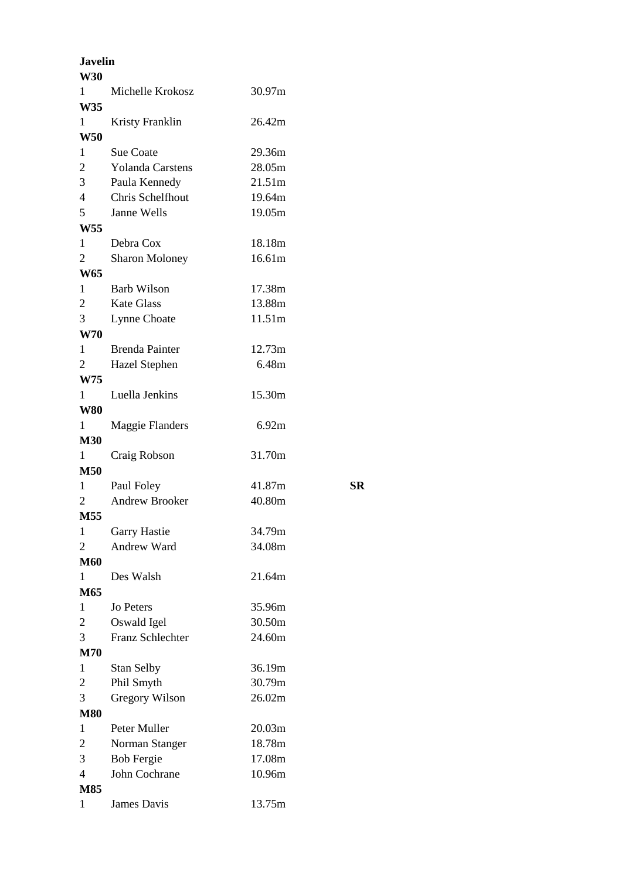**Javelin**

**W30**

| | | | |
|---|---|---|---|
| 1 | Michelle Krokosz | 30.97m | |

**W35**

| | | | |
|---|---|---|---|
| 1 | Kristy Franklin | 26.42m | |

**W50**

| | | | |
|---|---|---|---|
| 1 | Sue Coate | 29.36m | |
| 2 | Yolanda Carstens | 28.05m | |
| 3 | Paula Kennedy | 21.51m | |
| 4 | Chris Schelfhout | 19.64m | |
| 5 | Janne Wells | 19.05m | |

**W55**

| | | | |
|---|---|---|---|
| 1 | Debra Cox | 18.18m | |
| 2 | Sharon Moloney | 16.61m | |

**W65**

| | | | |
|---|---|---|---|
| 1 | Barb Wilson | 17.38m | |
| 2 | Kate Glass | 13.88m | |
| 3 | Lynne Choate | 11.51m | |

**W70**

| | | | |
|---|---|---|---|
| 1 | Brenda Painter | 12.73m | |
| 2 | Hazel Stephen | 6.48m | |

**W75**

| | | | |
|---|---|---|---|
| 1 | Luella Jenkins | 15.30m | |

**W80**

| | | | |
|---|---|---|---|
| 1 | Maggie Flanders | 6.92m | |

**M30**

| | | | |
|---|---|---|---|
| 1 | Craig Robson | 31.70m | |

**M50**

| | | | |
|---|---|---|---|
| 1 | Paul Foley | 41.87m | **SR** |
| 2 | Andrew Brooker | 40.80m | |

**M55**

| | | | |
|---|---|---|---|
| 1 | Garry Hastie | 34.79m | |
| 2 | Andrew Ward | 34.08m | |

**M60**

| | | | |
|---|---|---|---|
| 1 | Des Walsh | 21.64m | |

**M65**

| | | | |
|---|---|---|---|
| 1 | Jo Peters | 35.96m | |
| 2 | Oswald Igel | 30.50m | |
| 3 | Franz Schlechter | 24.60m | |

**M70**

| | | | |
|---|---|---|---|
| 1 | Stan Selby | 36.19m | |
| 2 | Phil Smyth | 30.79m | |
| 3 | Gregory Wilson | 26.02m | |

**M80**

| | | | |
|---|---|---|---|
| 1 | Peter Muller | 20.03m | |
| 2 | Norman Stanger | 18.78m | |
| 3 | Bob Fergie | 17.08m | |
| 4 | John Cochrane | 10.96m | |

**M85**

| | | | |
|---|---|---|---|
| 1 | James Davis | 13.75m | |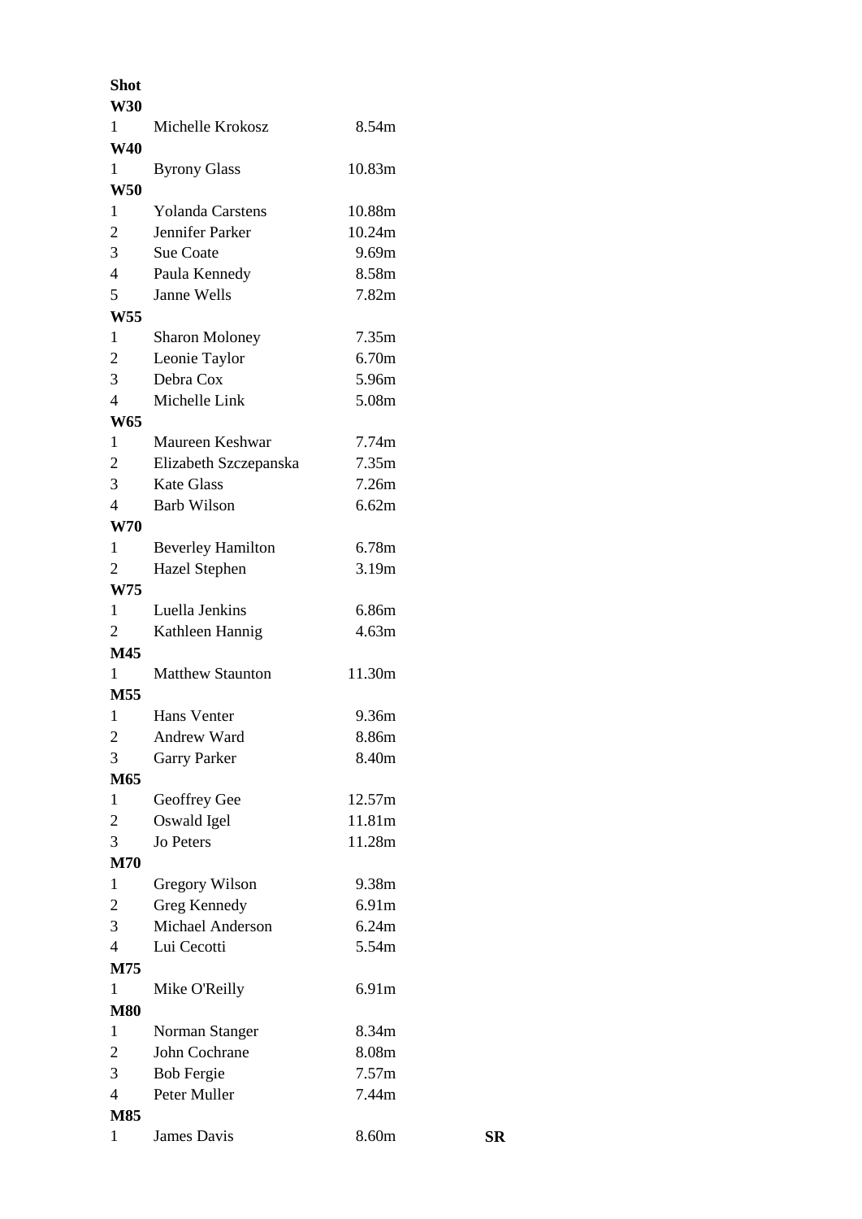**Shot**

**W30**

| | | | |
|---|---|---|---|
| 1 | Michelle Krokosz | 8.54m | |

**W40**

| | | | |
|---|---|---|---|
| 1 | Byrony Glass | 10.83m | |

**W50**

| | | | |
|---|---|---|---|
| 1 | Yolanda Carstens | 10.88m | |
| 2 | Jennifer Parker | 10.24m | |
| 3 | Sue Coate | 9.69m | |
| 4 | Paula Kennedy | 8.58m | |
| 5 | Janne Wells | 7.82m | |

**W55**

| | | | |
|---|---|---|---|
| 1 | Sharon Moloney | 7.35m | |
| 2 | Leonie Taylor | 6.70m | |
| 3 | Debra Cox | 5.96m | |
| 4 | Michelle Link | 5.08m | |

**W65**

| | | | |
|---|---|---|---|
| 1 | Maureen Keshwar | 7.74m | |
| 2 | Elizabeth Szczepanska | 7.35m | |
| 3 | Kate Glass | 7.26m | |
| 4 | Barb Wilson | 6.62m | |

**W70**

| | | | |
|---|---|---|---|
| 1 | Beverley Hamilton | 6.78m | |
| 2 | Hazel Stephen | 3.19m | |

**W75**

| | | | |
|---|---|---|---|
| 1 | Luella Jenkins | 6.86m | |
| 2 | Kathleen Hannig | 4.63m | |

**M45**

| | | | |
|---|---|---|---|
| 1 | Matthew Staunton | 11.30m | |

**M55**

| | | | |
|---|---|---|---|
| 1 | Hans Venter | 9.36m | |
| 2 | Andrew Ward | 8.86m | |
| 3 | Garry Parker | 8.40m | |

**M65**

| | | | |
|---|---|---|---|
| 1 | Geoffrey Gee | 12.57m | |
| 2 | Oswald Igel | 11.81m | |
| 3 | Jo Peters | 11.28m | |

**M70**

| | | | |
|---|---|---|---|
| 1 | Gregory Wilson | 9.38m | |
| 2 | Greg Kennedy | 6.91m | |
| 3 | Michael Anderson | 6.24m | |
| 4 | Lui Cecotti | 5.54m | |

**M75**

| | | | |
|---|---|---|---|
| 1 | Mike O'Reilly | 6.91m | |

**M80**

| | | | |
|---|---|---|---|
| 1 | Norman Stanger | 8.34m | |
| 2 | John Cochrane | 8.08m | |
| 3 | Bob Fergie | 7.57m | |
| 4 | Peter Muller | 7.44m | |

**M85**

| | | | |
|---|---|---|---|
| 1 | James Davis | 8.60m | **SR** |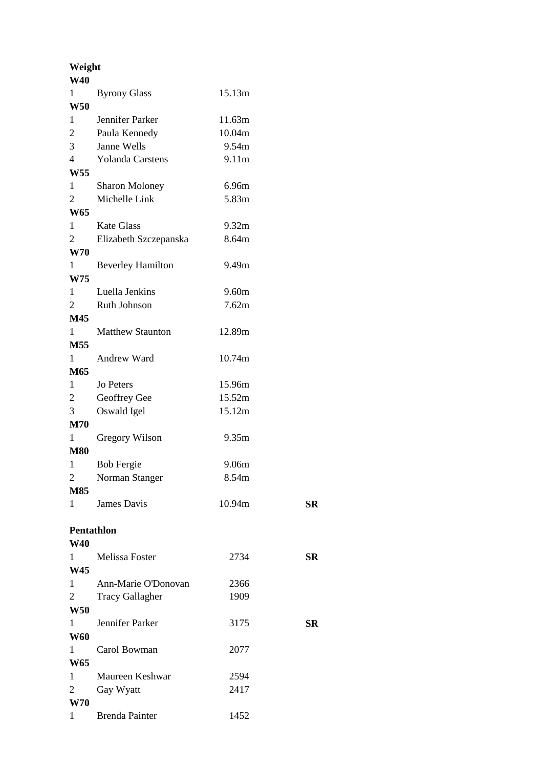**Weight**

| | | | |
|---|---|---|---|
| **W40** | | | |
| 1 | Byrony Glass | 15.13m | |
| **W50** | | | |
| 1 | Jennifer Parker | 11.63m | |
| 2 | Paula Kennedy | 10.04m | |
| 3 | Janne Wells | 9.54m | |
| 4 | Yolanda Carstens | 9.11m | |
| **W55** | | | |
| 1 | Sharon Moloney | 6.96m | |
| 2 | Michelle Link | 5.83m | |
| **W65** | | | |
| 1 | Kate Glass | 9.32m | |
| 2 | Elizabeth Szczepanska | 8.64m | |
| **W70** | | | |
| 1 | Beverley Hamilton | 9.49m | |
| **W75** | | | |
| 1 | Luella Jenkins | 9.60m | |
| 2 | Ruth Johnson | 7.62m | |
| **M45** | | | |
| 1 | Matthew Staunton | 12.89m | |
| **M55** | | | |
| 1 | Andrew Ward | 10.74m | |
| **M65** | | | |
| 1 | Jo Peters | 15.96m | |
| 2 | Geoffrey Gee | 15.52m | |
| 3 | Oswald Igel | 15.12m | |
| **M70** | | | |
| 1 | Gregory Wilson | 9.35m | |
| **M80** | | | |
| 1 | Bob Fergie | 9.06m | |
| 2 | Norman Stanger | 8.54m | |
| **M85** | | | |
| 1 | James Davis | 10.94m | **SR** |

**Pentathlon**

| | | | |
|---|---|---|---|
| **W40** | | | |
| 1 | Melissa Foster | 2734 | **SR** |
| **W45** | | | |
| 1 | Ann-Marie O'Donovan | 2366 | |
| 2 | Tracy Gallagher | 1909 | |
| **W50** | | | |
| 1 | Jennifer Parker | 3175 | **SR** |
| **W60** | | | |
| 1 | Carol Bowman | 2077 | |
| **W65** | | | |
| 1 | Maureen Keshwar | 2594 | |
| 2 | Gay Wyatt | 2417 | |
| **W70** | | | |
| 1 | Brenda Painter | 1452 | |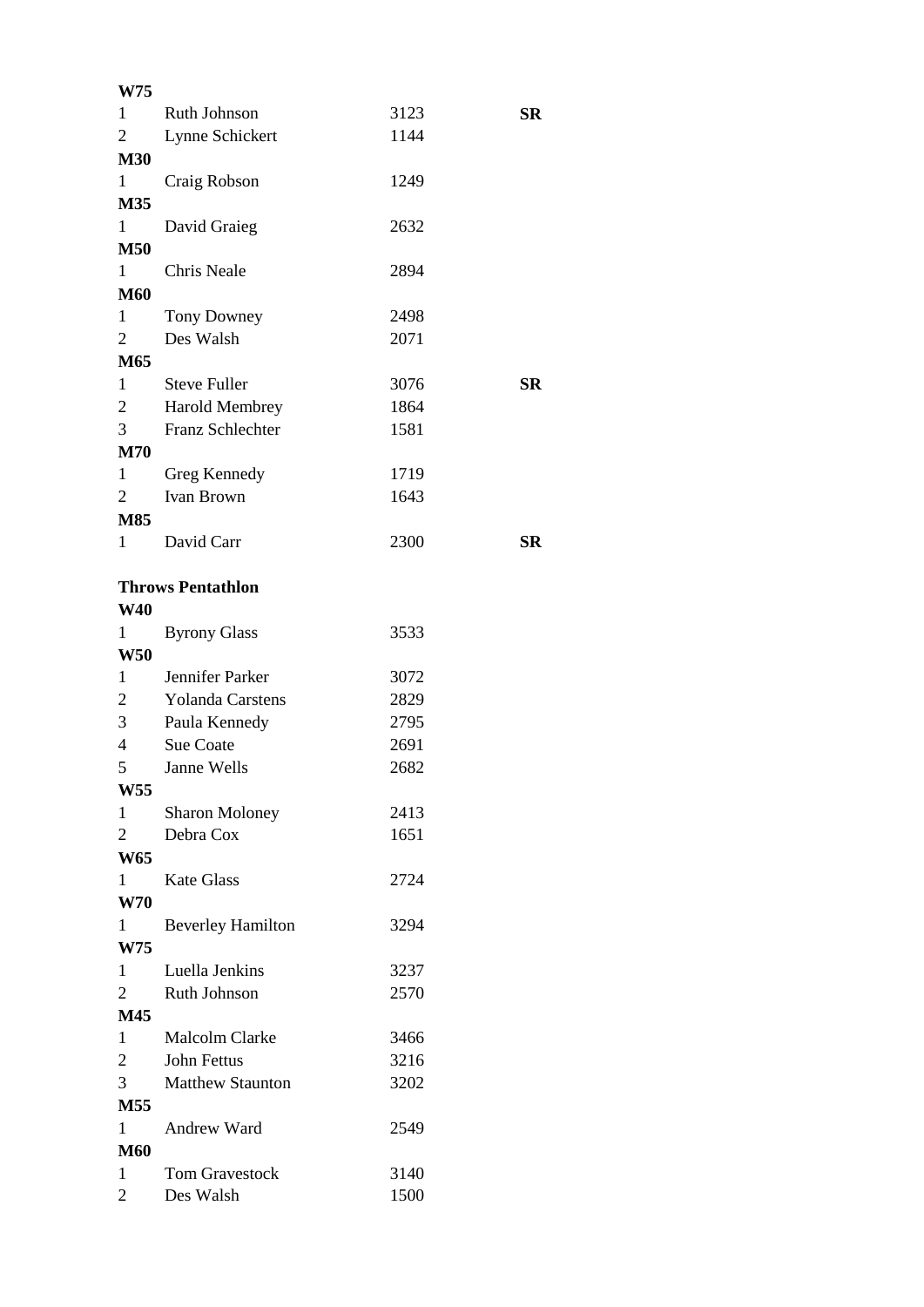**W75**

| | | | |
|---|---|---|---|
| 1 | Ruth Johnson | 3123 | **SR** |
| 2 | Lynne Schickert | 1144 | |

**M30**

| | | | |
|---|---|---|---|
| 1 | Craig Robson | 1249 | |

**M35**

| | | | |
|---|---|---|---|
| 1 | David Graieg | 2632 | |

**M50**

| | | | |
|---|---|---|---|
| 1 | Chris Neale | 2894 | |

**M60**

| | | | |
|---|---|---|---|
| 1 | Tony Downey | 2498 | |
| 2 | Des Walsh | 2071 | |

**M65**

| | | | |
|---|---|---|---|
| 1 | Steve Fuller | 3076 | **SR** |
| 2 | Harold Membrey | 1864 | |
| 3 | Franz Schlechter | 1581 | |

**M70**

| | | | |
|---|---|---|---|
| 1 | Greg Kennedy | 1719 | |
| 2 | Ivan Brown | 1643 | |

**M85**

| | | | |
|---|---|---|---|
| 1 | David Carr | 2300 | **SR** |

**Throws Pentathlon**

**W40**

| | | |
|---|---|---|
| 1 | Byrony Glass | 3533 |

**W50**

| | | |
|---|---|---|
| 1 | Jennifer Parker | 3072 |
| 2 | Yolanda Carstens | 2829 |
| 3 | Paula Kennedy | 2795 |
| 4 | Sue Coate | 2691 |
| 5 | Janne Wells | 2682 |

**W55**

| | | |
|---|---|---|
| 1 | Sharon Moloney | 2413 |
| 2 | Debra Cox | 1651 |

**W65**

| | | |
|---|---|---|
| 1 | Kate Glass | 2724 |

**W70**

| | | |
|---|---|---|
| 1 | Beverley Hamilton | 3294 |

**W75**

| | | |
|---|---|---|
| 1 | Luella Jenkins | 3237 |
| 2 | Ruth Johnson | 2570 |

**M45**

| | | |
|---|---|---|
| 1 | Malcolm Clarke | 3466 |
| 2 | John Fettus | 3216 |
| 3 | Matthew Staunton | 3202 |

**M55**

| | | |
|---|---|---|
| 1 | Andrew Ward | 2549 |

**M60**

| | | |
|---|---|---|
| 1 | Tom Gravestock | 3140 |
| 2 | Des Walsh | 1500 |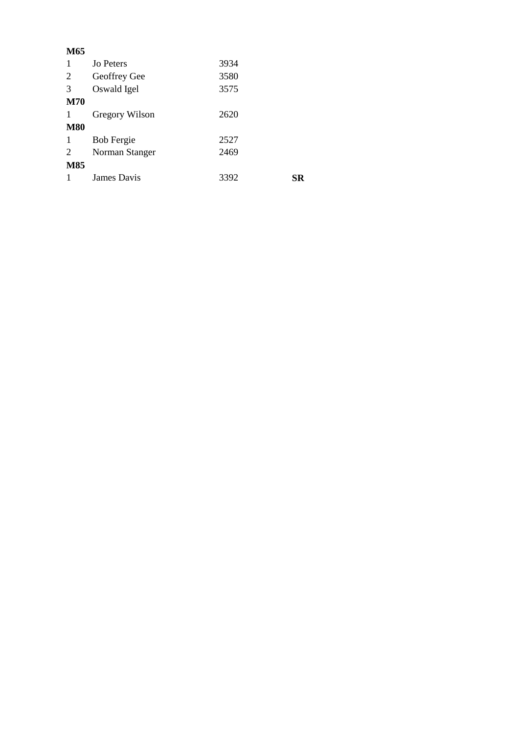| | | | |
|---|---|---|---|
| **M65** | | | |
| 1 | Jo Peters | 3934 | |
| 2 | Geoffrey Gee | 3580 | |
| 3 | Oswald Igel | 3575 | |
| **M70** | | | |
| 1 | Gregory Wilson | 2620 | |
| **M80** | | | |
| 1 | Bob Fergie | 2527 | |
| 2 | Norman Stanger | 2469 | |
| **M85** | | | |
| 1 | James Davis | 3392 | **SR** |